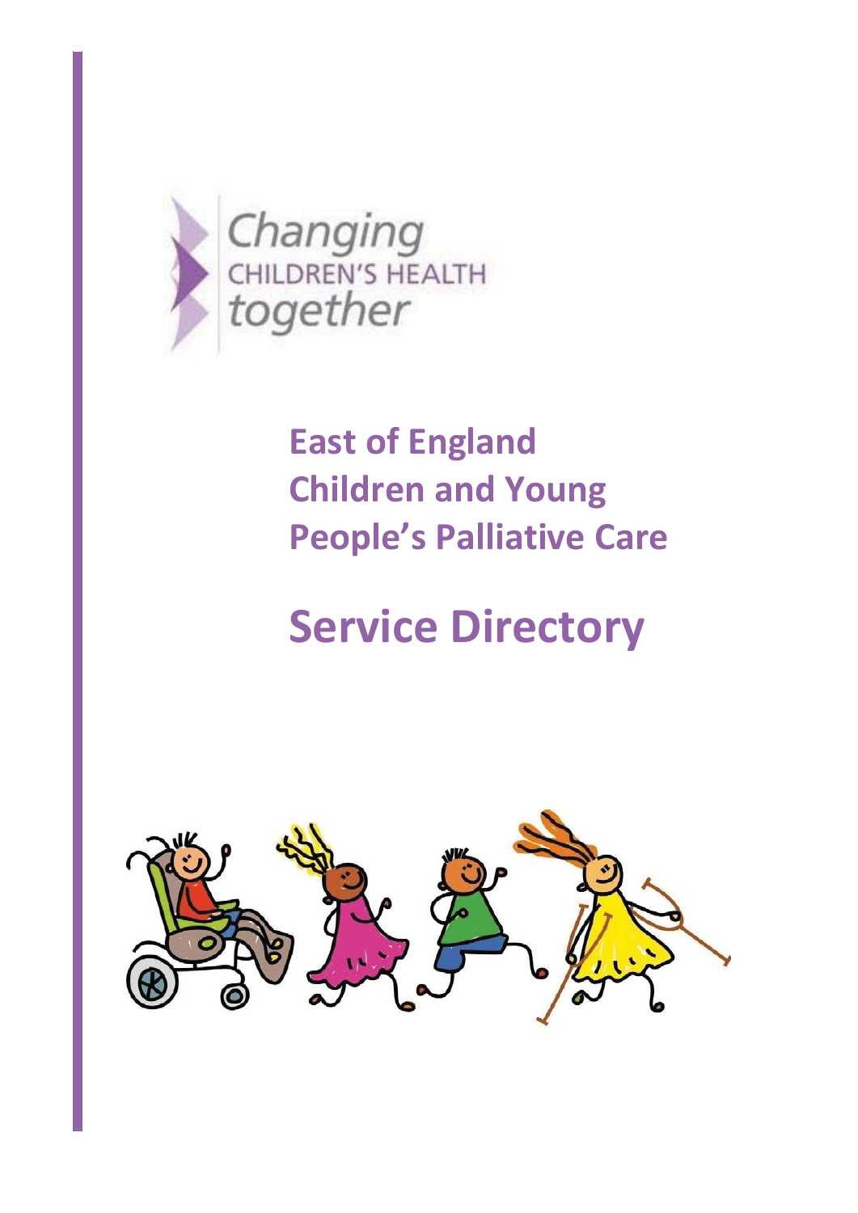Changing
CHILDREN'S HEALTH
together

# East of England Children and Young People's Palliative Care

# Service Directory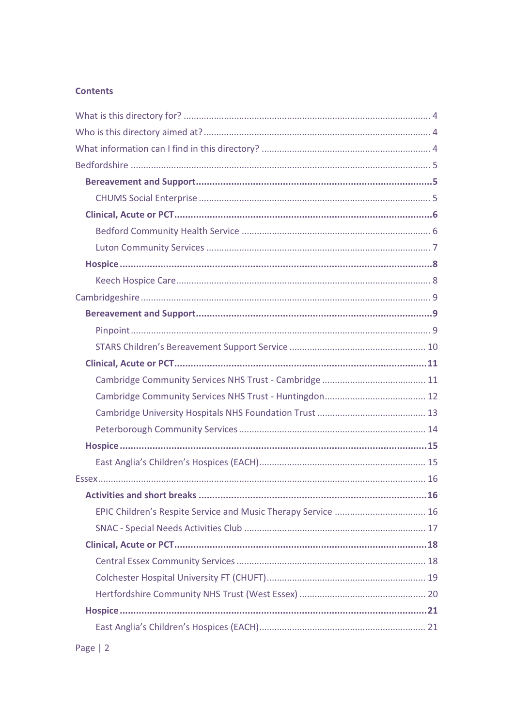## Contents

- What is this directory for? ..... 4
- Who is this directory aimed at? ..... 4
- What information can I find in this directory? ..... 4
- Bedfordshire ..... 5
  - **Bereavement and Support ..... 5**
    - CHUMS Social Enterprise ..... 5
  - **Clinical, Acute or PCT ..... 6**
    - Bedford Community Health Service ..... 6
    - Luton Community Services ..... 7
  - **Hospice ..... 8**
    - Keech Hospice Care ..... 8
- Cambridgeshire ..... 9
  - **Bereavement and Support ..... 9**
    - Pinpoint ..... 9
    - STARS Children's Bereavement Support Service ..... 10
  - **Clinical, Acute or PCT ..... 11**
    - Cambridge Community Services NHS Trust - Cambridge ..... 11
    - Cambridge Community Services NHS Trust - Huntingdon ..... 12
    - Cambridge University Hospitals NHS Foundation Trust ..... 13
    - Peterborough Community Services ..... 14
  - **Hospice ..... 15**
    - East Anglia's Children's Hospices (EACH) ..... 15
- Essex ..... 16
  - **Activities and short breaks ..... 16**
    - EPIC Children's Respite Service and Music Therapy Service ..... 16
    - SNAC - Special Needs Activities Club ..... 17
  - **Clinical, Acute or PCT ..... 18**
    - Central Essex Community Services ..... 18
    - Colchester Hospital University FT (CHUFT) ..... 19
    - Hertfordshire Community NHS Trust (West Essex) ..... 20
  - **Hospice ..... 21**
    - East Anglia's Children's Hospices (EACH) ..... 21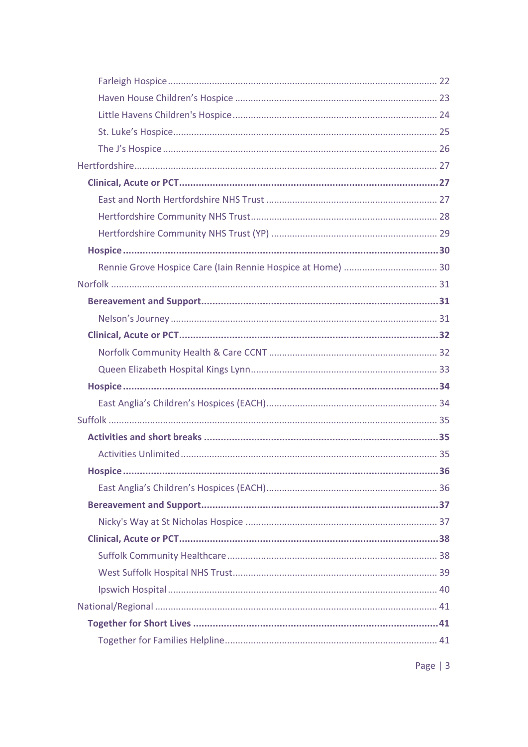Farleigh Hospice ........................................................................................................ 22

Haven House Children's Hospice ............................................................................ 23

Little Havens Children's Hospice ............................................................................. 24

St. Luke's Hospice.................................................................................................... 25

The J's Hospice ........................................................................................................ 26

Hertfordshire................................................................................................................ 27

**Clinical, Acute or PCT.............................................................................................27**

East and North Hertfordshire NHS Trust ................................................................ 27

Hertfordshire Community NHS Trust...................................................................... 28

Hertfordshire Community NHS Trust (YP) .............................................................. 29

**Hospice ..................................................................................................................30**

Rennie Grove Hospice Care (Iain Rennie Hospice at Home) ................................... 30

Norfolk ......................................................................................................................... 31

**Bereavement and Support.....................................................................................31**

Nelson's Journey ..................................................................................................... 31

**Clinical, Acute or PCT.............................................................................................32**

Norfolk Community Health & Care CCNT ............................................................... 32

Queen Elizabeth Hospital Kings Lynn...................................................................... 33

**Hospice ..................................................................................................................34**

East Anglia's Children's Hospices (EACH)................................................................ 34

Suffolk .......................................................................................................................... 35

**Activities and short breaks .....................................................................................35**

Activities Unlimited................................................................................................. 35

**Hospice ..................................................................................................................36**

East Anglia's Children's Hospices (EACH)................................................................ 36

**Bereavement and Support.....................................................................................37**

Nicky's Way at St Nicholas Hospice ........................................................................ 37

**Clinical, Acute or PCT.............................................................................................38**

Suffolk Community Healthcare ............................................................................... 38

West Suffolk Hospital NHS Trust............................................................................. 39

Ipswich Hospital ...................................................................................................... 40

National/Regional ......................................................................................................... 41

**Together for Short Lives .........................................................................................41**

Together for Families Helpline................................................................................ 41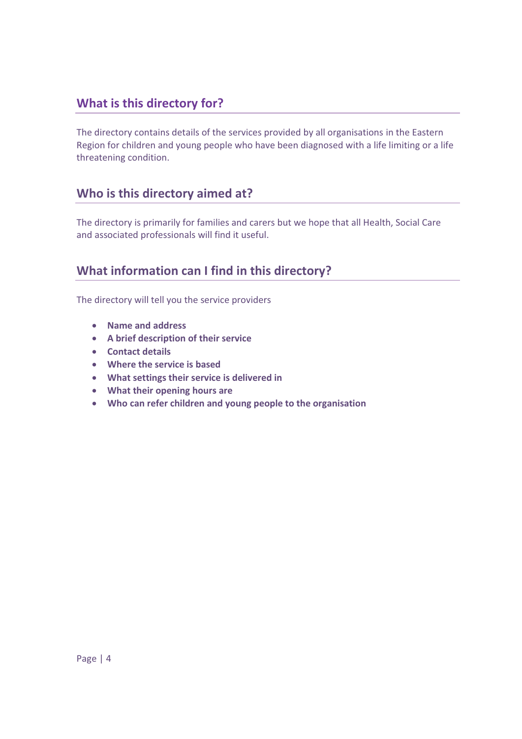## What is this directory for?

The directory contains details of the services provided by all organisations in the Eastern Region for children and young people who have been diagnosed with a life limiting or a life threatening condition.

## Who is this directory aimed at?

The directory is primarily for families and carers but we hope that all Health, Social Care and associated professionals will find it useful.

## What information can I find in this directory?

The directory will tell you the service providers

- **Name and address**
- **A brief description of their service**
- **Contact details**
- **Where the service is based**
- **What settings their service is delivered in**
- **What their opening hours are**
- **Who can refer children and young people to the organisation**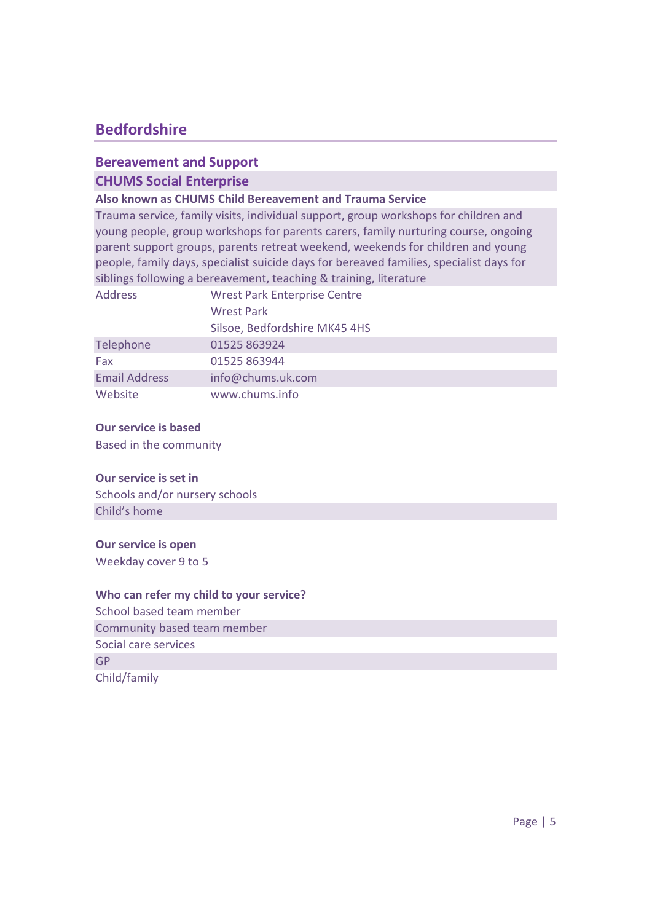# Bedfordshire

## Bereavement and Support

### CHUMS Social Enterprise

**Also known as CHUMS Child Bereavement and Trauma Service**

Trauma service, family visits, individual support, group workshops for children and young people, group workshops for parents carers, family nurturing course, ongoing parent support groups, parents retreat weekend, weekends for children and young people, family days, specialist suicide days for bereaved families, specialist days for siblings following a bereavement, teaching & training, literature

| | |
|---|---|
| Address | Wrest Park Enterprise Centre<br>Wrest Park<br>Silsoe, Bedfordshire MK45 4HS |
| Telephone | 01525 863924 |
| Fax | 01525 863944 |
| Email Address | info@chums.uk.com |
| Website | www.chums.info |

**Our service is based**

Based in the community

**Our service is set in**

Schools and/or nursery schools
Child's home

**Our service is open**

Weekday cover 9 to 5

**Who can refer my child to your service?**

School based team member
Community based team member
Social care services
GP
Child/family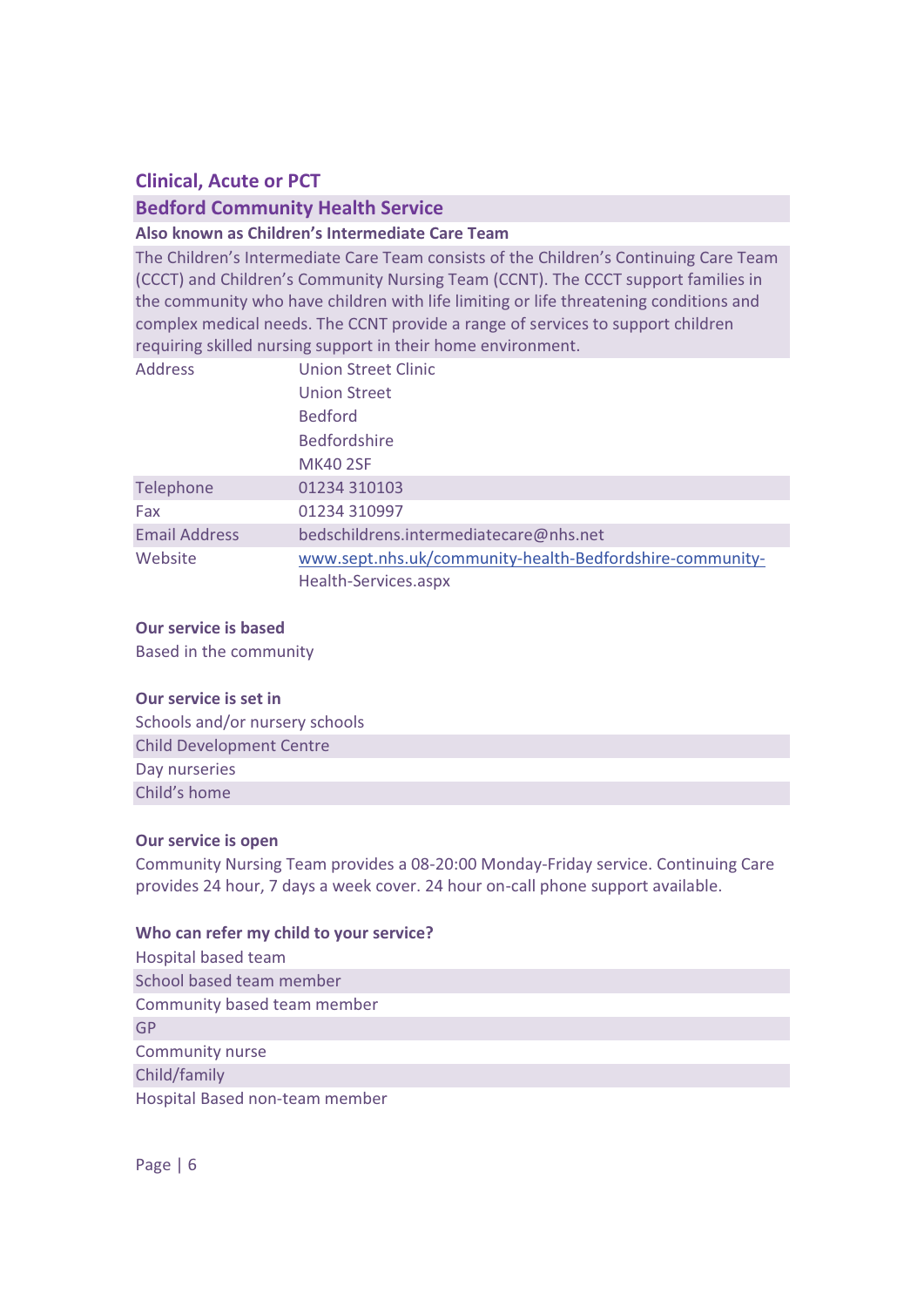## Clinical, Acute or PCT

### Bedford Community Health Service

**Also known as Children's Intermediate Care Team**

The Children's Intermediate Care Team consists of the Children's Continuing Care Team (CCCT) and Children's Community Nursing Team (CCNT). The CCCT support families in the community who have children with life limiting or life threatening conditions and complex medical needs. The CCNT provide a range of services to support children requiring skilled nursing support in their home environment.

| | |
|---|---|
| Address | Union Street Clinic<br>Union Street<br>Bedford<br>Bedfordshire<br>MK40 2SF |
| Telephone | 01234 310103 |
| Fax | 01234 310997 |
| Email Address | bedschildrens.intermediatecare@nhs.net |
| Website | www.sept.nhs.uk/community-health-Bedfordshire-community-Health-Services.aspx |

**Our service is based**

Based in the community

**Our service is set in**

- Schools and/or nursery schools
- Child Development Centre
- Day nurseries
- Child's home

**Our service is open**

Community Nursing Team provides a 08-20:00 Monday-Friday service. Continuing Care provides 24 hour, 7 days a week cover. 24 hour on-call phone support available.

**Who can refer my child to your service?**

- Hospital based team
- School based team member
- Community based team member
- GP
- Community nurse
- Child/family
- Hospital Based non-team member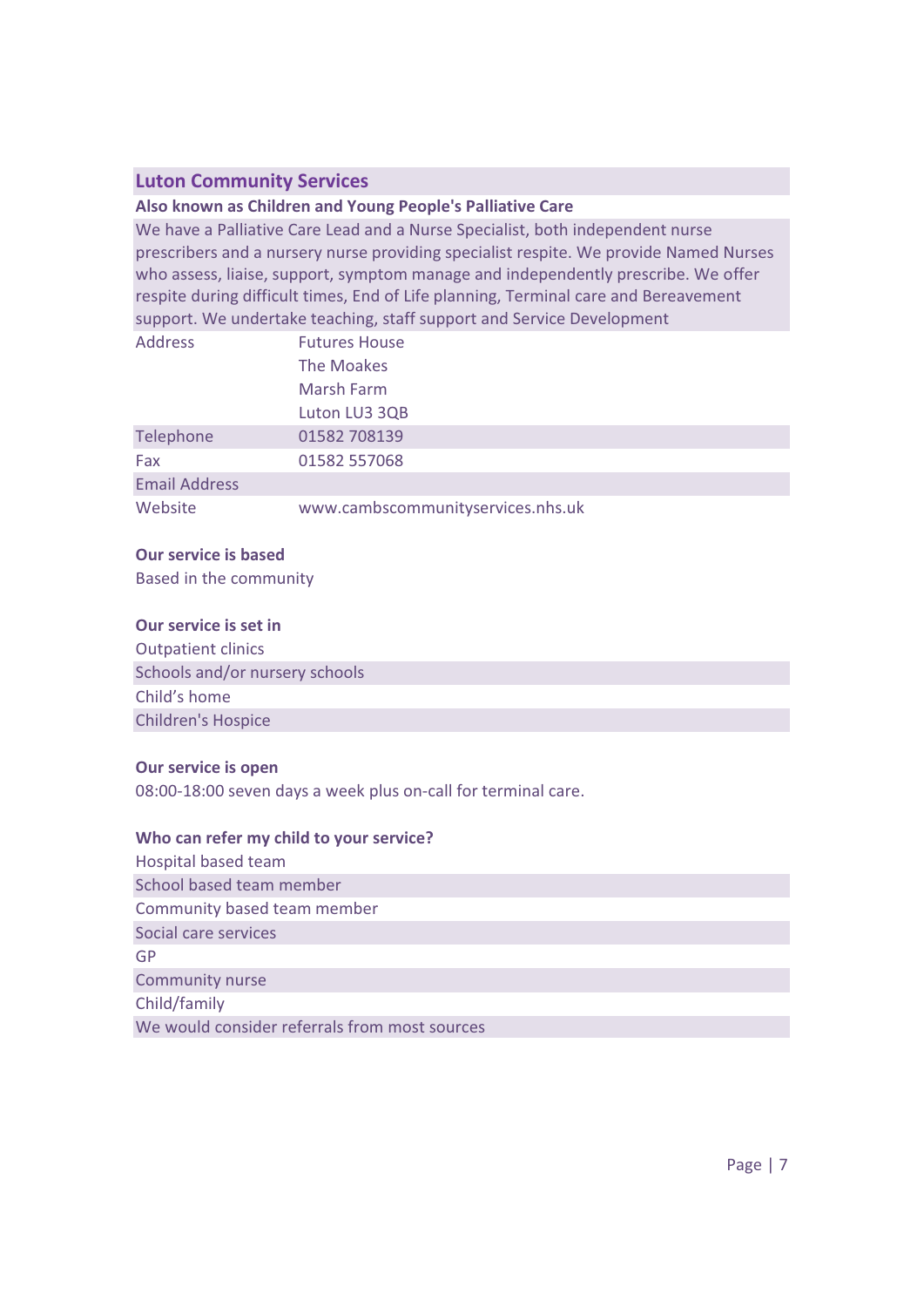## Luton Community Services

**Also known as Children and Young People's Palliative Care**

We have a Palliative Care Lead and a Nurse Specialist, both independent nurse prescribers and a nursery nurse providing specialist respite. We provide Named Nurses who assess, liaise, support, symptom manage and independently prescribe. We offer respite during difficult times, End of Life planning, Terminal care and Bereavement support. We undertake teaching, staff support and Service Development

| | |
|---|---|
| Address | Futures House<br>The Moakes<br>Marsh Farm<br>Luton LU3 3QB |
| Telephone | 01582 708139 |
| Fax | 01582 557068 |
| Email Address | |
| Website | www.cambscommunityservices.nhs.uk |

**Our service is based**

Based in the community

**Our service is set in**

Outpatient clinics
Schools and/or nursery schools
Child's home
Children's Hospice

**Our service is open**

08:00-18:00 seven days a week plus on-call for terminal care.

**Who can refer my child to your service?**

Hospital based team
School based team member
Community based team member
Social care services
GP
Community nurse
Child/family
We would consider referrals from most sources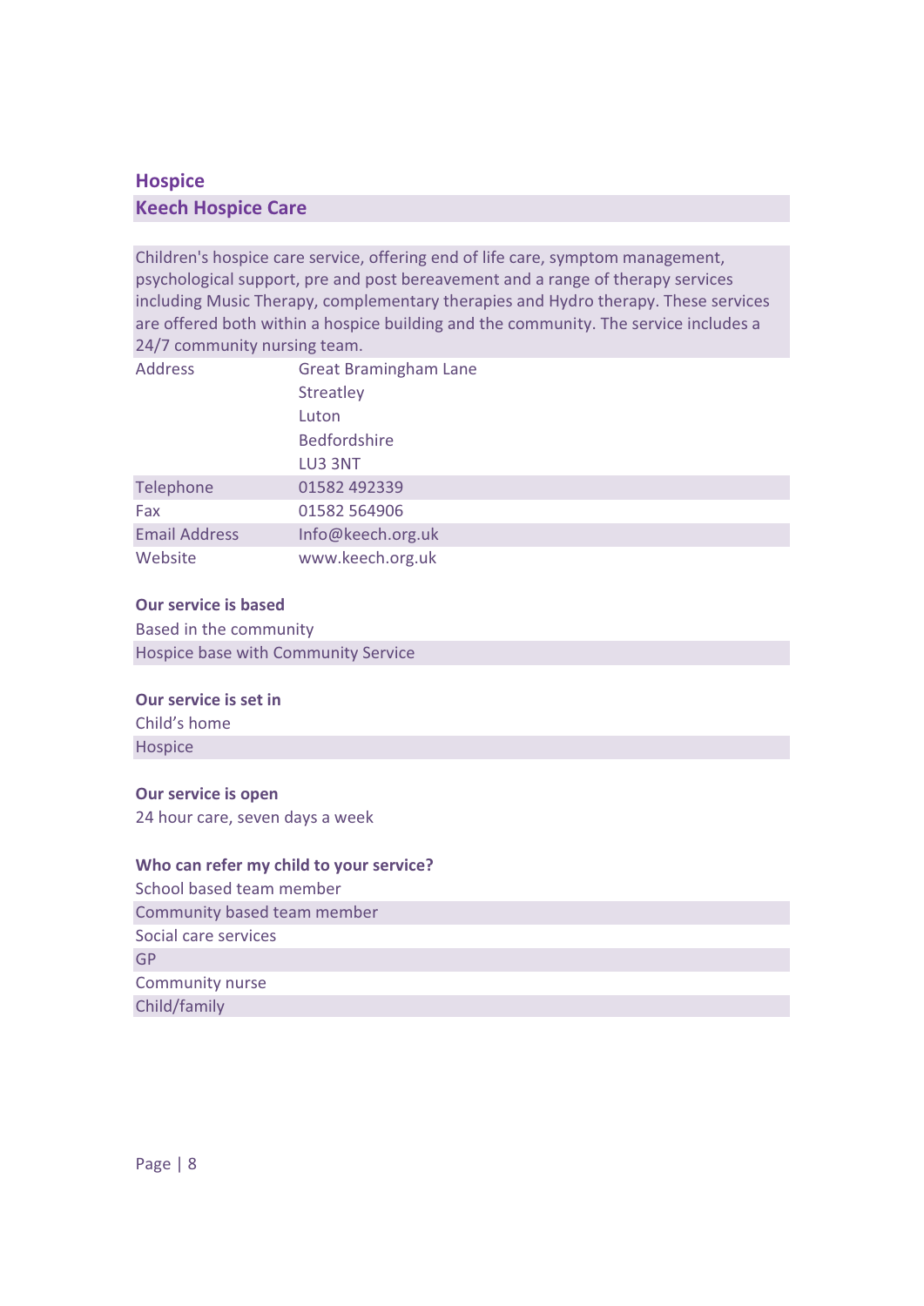## Hospice

### Keech Hospice Care

Children's hospice care service, offering end of life care, symptom management, psychological support, pre and post bereavement and a range of therapy services including Music Therapy, complementary therapies and Hydro therapy. These services are offered both within a hospice building and the community. The service includes a 24/7 community nursing team.

| | |
|---|---|
| Address | Great Bramingham Lane<br>Streatley<br>Luton<br>Bedfordshire<br>LU3 3NT |
| Telephone | 01582 492339 |
| Fax | 01582 564906 |
| Email Address | Info@keech.org.uk |
| Website | www.keech.org.uk |

**Our service is based**

Based in the community

Hospice base with Community Service

**Our service is set in**

Child's home

Hospice

**Our service is open**

24 hour care, seven days a week

**Who can refer my child to your service?**

School based team member

Community based team member

Social care services

GP

Community nurse

Child/family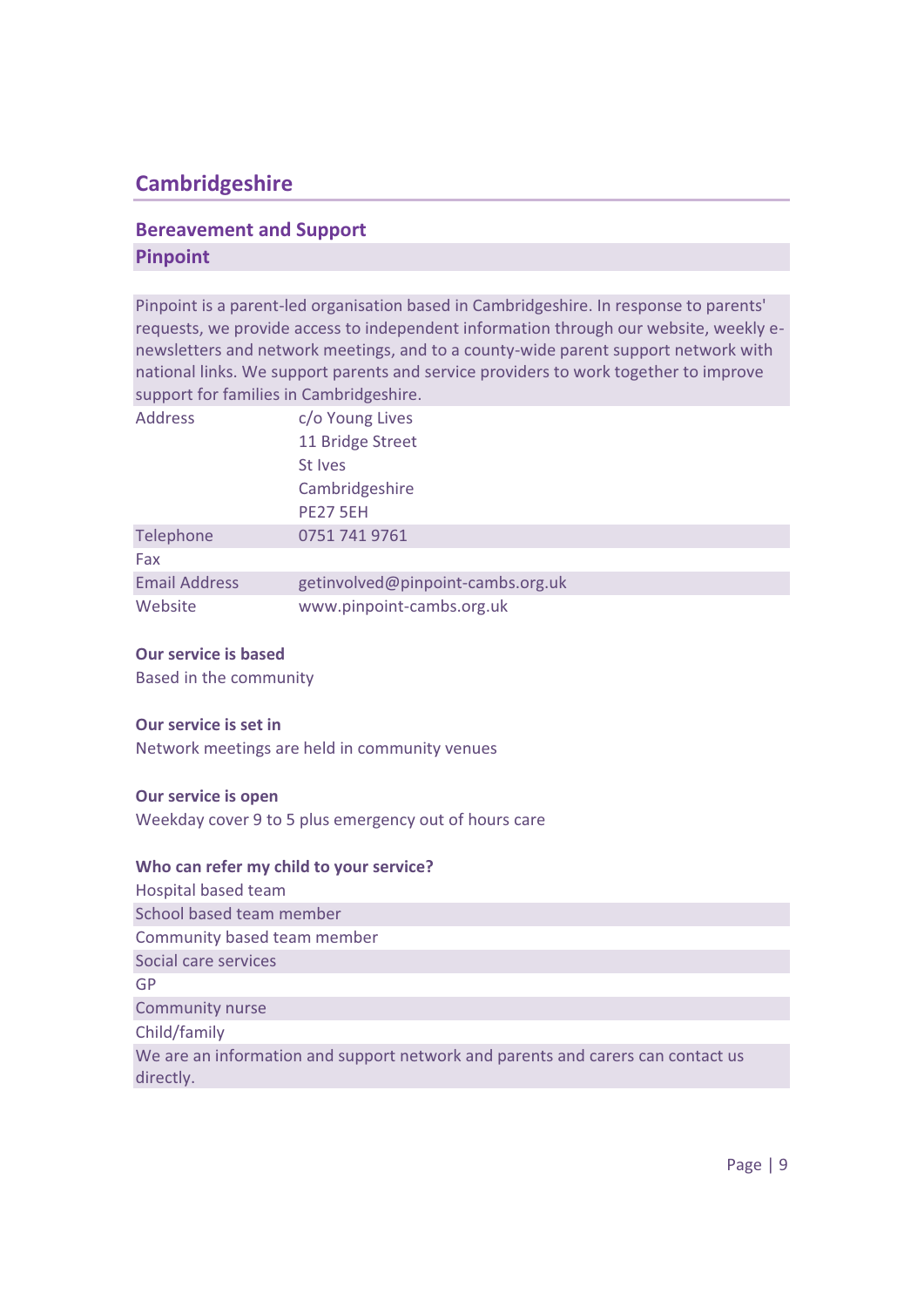# Cambridgeshire

## Bereavement and Support

### Pinpoint

Pinpoint is a parent-led organisation based in Cambridgeshire. In response to parents' requests, we provide access to independent information through our website, weekly e-newsletters and network meetings, and to a county-wide parent support network with national links. We support parents and service providers to work together to improve support for families in Cambridgeshire.

| | |
|---|---|
| Address | c/o Young Lives<br>11 Bridge Street<br>St Ives<br>Cambridgeshire<br>PE27 5EH |
| Telephone | 0751 741 9761 |
| Fax | |
| Email Address | getinvolved@pinpoint-cambs.org.uk |
| Website | www.pinpoint-cambs.org.uk |

**Our service is based**

Based in the community

**Our service is set in**

Network meetings are held in community venues

**Our service is open**

Weekday cover 9 to 5 plus emergency out of hours care

**Who can refer my child to your service?**

- Hospital based team
- School based team member
- Community based team member
- Social care services
- GP
- Community nurse
- Child/family
- We are an information and support network and parents and carers can contact us directly.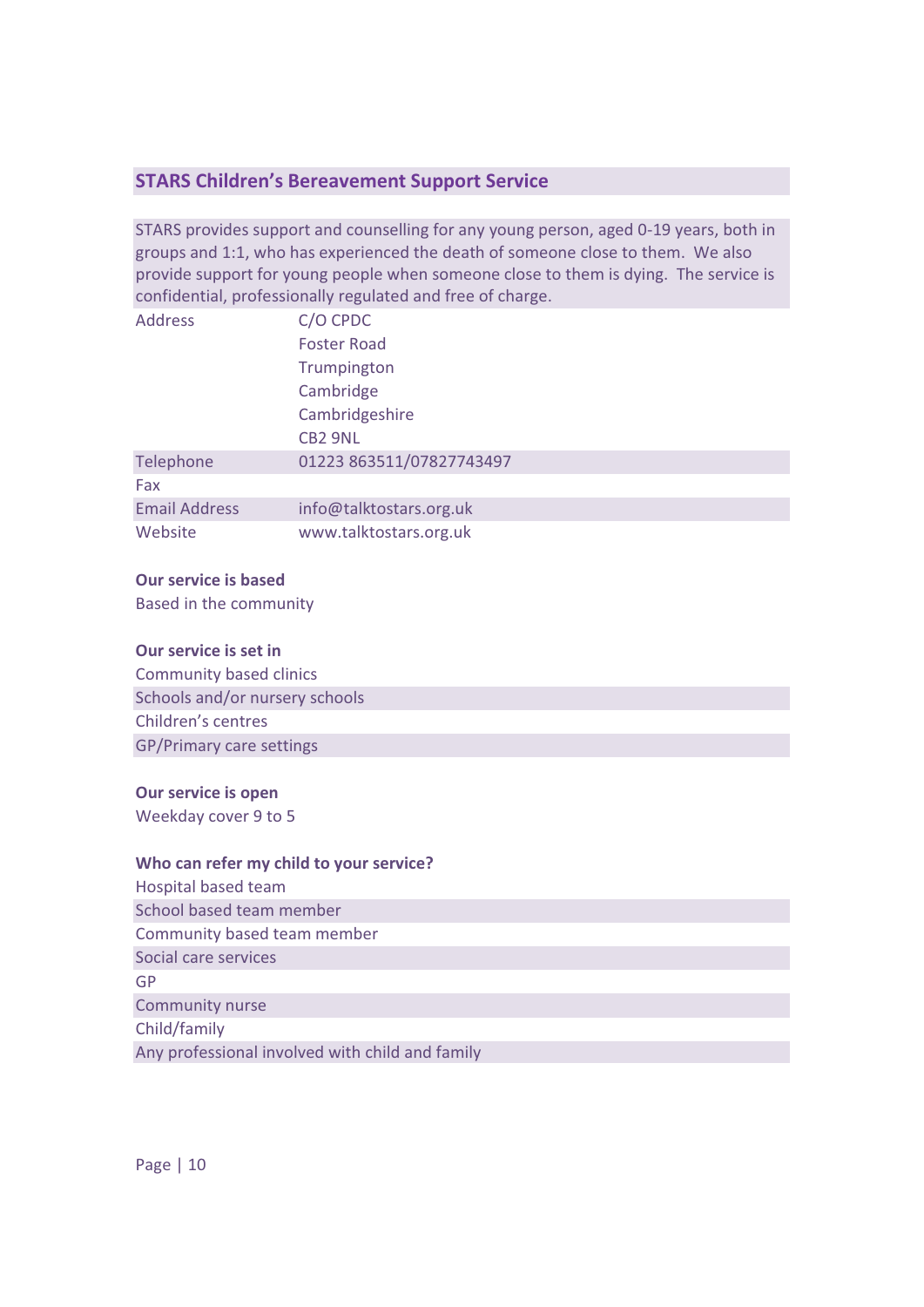## STARS Children's Bereavement Support Service

STARS provides support and counselling for any young person, aged 0-19 years, both in groups and 1:1, who has experienced the death of someone close to them. We also provide support for young people when someone close to them is dying. The service is confidential, professionally regulated and free of charge.

| | |
|---|---|
| Address | C/O CPDC<br>Foster Road<br>Trumpington<br>Cambridge<br>Cambridgeshire<br>CB2 9NL |
| Telephone | 01223 863511/07827743497 |
| Fax | |
| Email Address | info@talktostars.org.uk |
| Website | www.talktostars.org.uk |

**Our service is based**

Based in the community

**Our service is set in**

Community based clinics
Schools and/or nursery schools
Children's centres
GP/Primary care settings

**Our service is open**

Weekday cover 9 to 5

**Who can refer my child to your service?**

Hospital based team
School based team member
Community based team member
Social care services
GP
Community nurse
Child/family
Any professional involved with child and family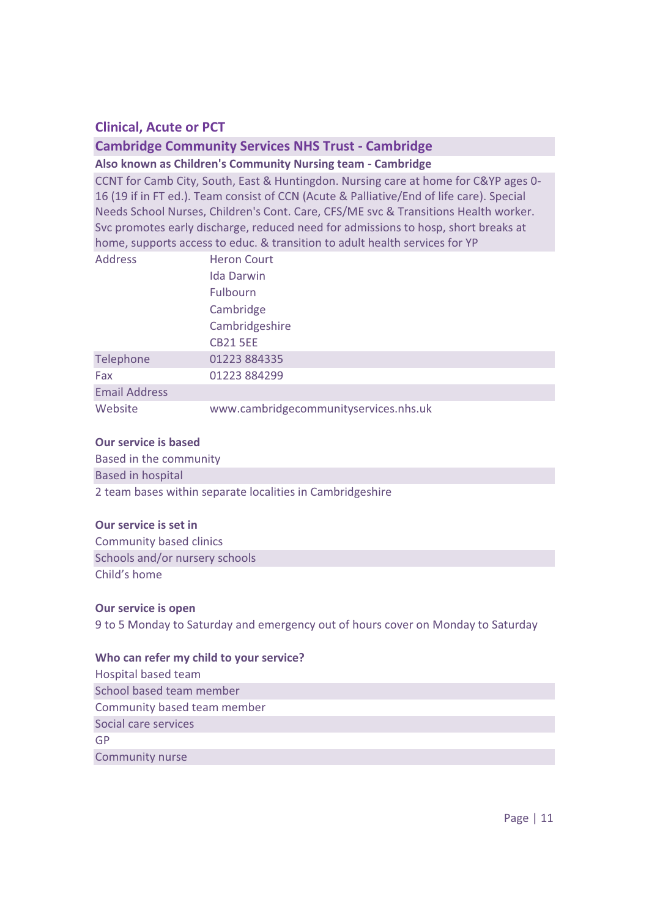## Clinical, Acute or PCT

### Cambridge Community Services NHS Trust - Cambridge

**Also known as Children's Community Nursing team - Cambridge**

CCNT for Camb City, South, East & Huntingdon. Nursing care at home for C&YP ages 0-16 (19 if in FT ed.). Team consist of CCN (Acute & Palliative/End of life care). Special Needs School Nurses, Children's Cont. Care, CFS/ME svc & Transitions Health worker. Svc promotes early discharge, reduced need for admissions to hosp, short breaks at home, supports access to educ. & transition to adult health services for YP

| | |
|---|---|
| Address | Heron Court<br>Ida Darwin<br>Fulbourn<br>Cambridge<br>Cambridgeshire<br>CB21 5EE |
| Telephone | 01223 884335 |
| Fax | 01223 884299 |
| Email Address | |
| Website | www.cambridgecommunityservices.nhs.uk |

**Our service is based**

Based in the community
Based in hospital
2 team bases within separate localities in Cambridgeshire

**Our service is set in**

Community based clinics
Schools and/or nursery schools
Child's home

**Our service is open**

9 to 5 Monday to Saturday and emergency out of hours cover on Monday to Saturday

**Who can refer my child to your service?**

Hospital based team
School based team member
Community based team member
Social care services
GP
Community nurse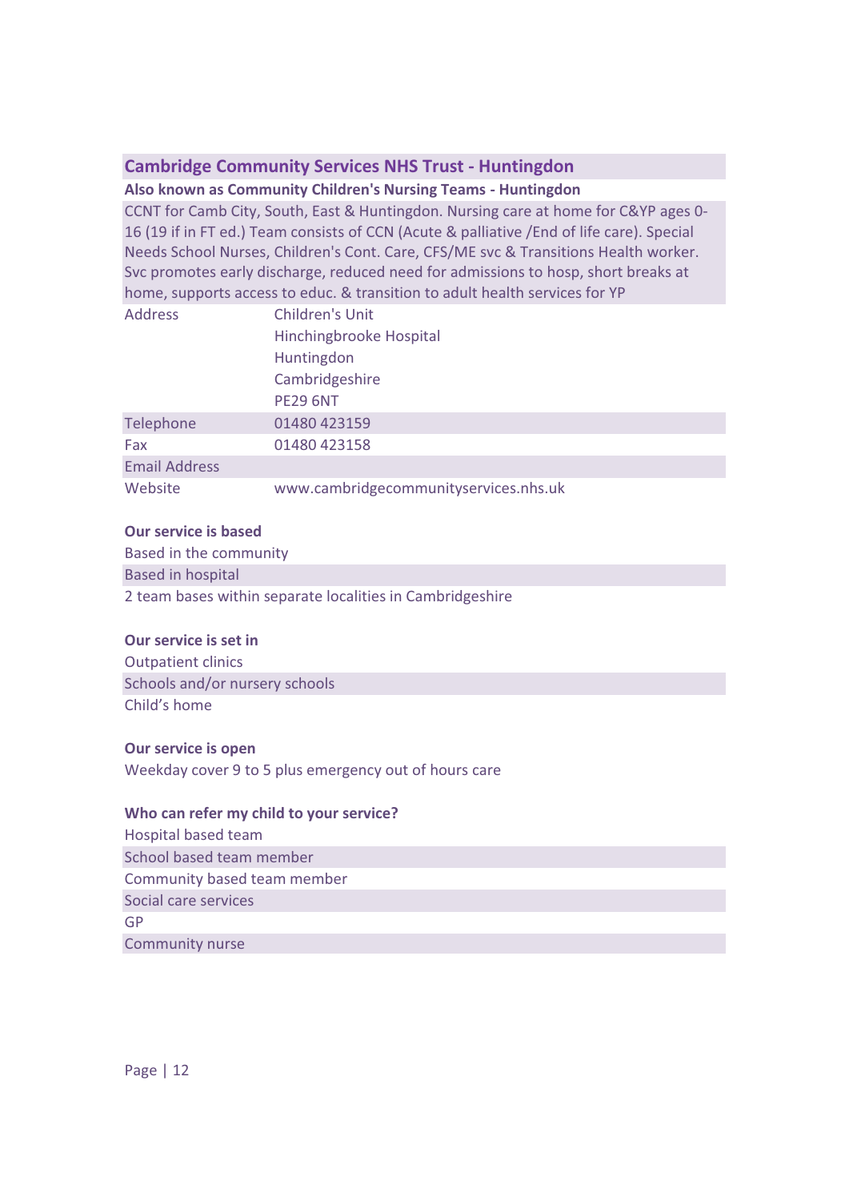## Cambridge Community Services NHS Trust - Huntingdon

**Also known as Community Children's Nursing Teams - Huntingdon**

CCNT for Camb City, South, East & Huntingdon. Nursing care at home for C&YP ages 0-16 (19 if in FT ed.) Team consists of CCN (Acute & palliative /End of life care). Special Needs School Nurses, Children's Cont. Care, CFS/ME svc & Transitions Health worker. Svc promotes early discharge, reduced need for admissions to hosp, short breaks at home, supports access to educ. & transition to adult health services for YP

| | |
|---|---|
| Address | Children's Unit<br>Hinchingbrooke Hospital<br>Huntingdon<br>Cambridgeshire<br>PE29 6NT |
| Telephone | 01480 423159 |
| Fax | 01480 423158 |
| Email Address | |
| Website | www.cambridgecommunityservices.nhs.uk |

**Our service is based**

- Based in the community
- Based in hospital
- 2 team bases within separate localities in Cambridgeshire

**Our service is set in**

- Outpatient clinics
- Schools and/or nursery schools
- Child's home

**Our service is open**

Weekday cover 9 to 5 plus emergency out of hours care

**Who can refer my child to your service?**

- Hospital based team
- School based team member
- Community based team member
- Social care services
- GP
- Community nurse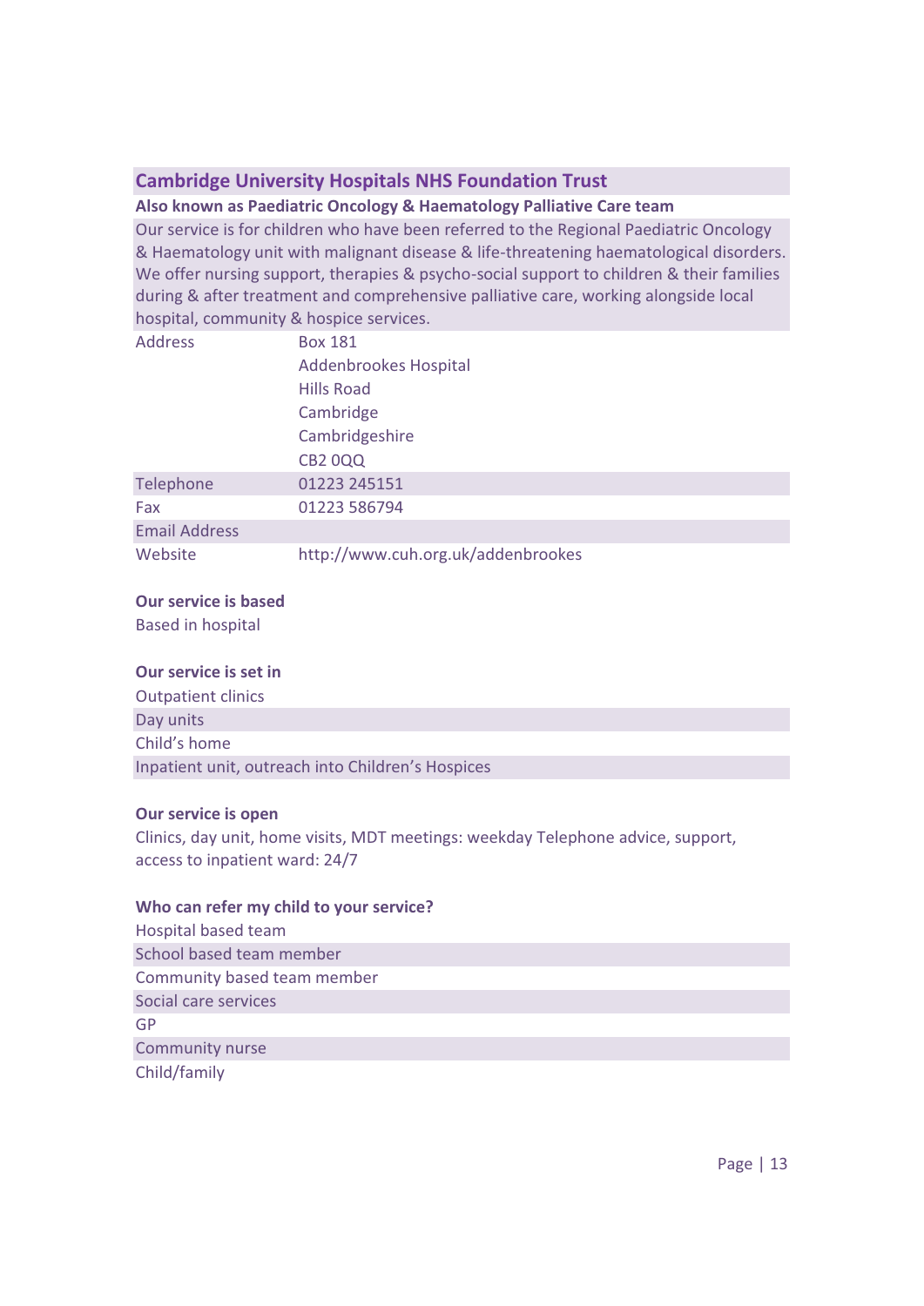## Cambridge University Hospitals NHS Foundation Trust

**Also known as Paediatric Oncology & Haematology Palliative Care team**

Our service is for children who have been referred to the Regional Paediatric Oncology & Haematology unit with malignant disease & life-threatening haematological disorders. We offer nursing support, therapies & psycho-social support to children & their families during & after treatment and comprehensive palliative care, working alongside local hospital, community & hospice services.

| | |
|---|---|
| Address | Box 181<br>Addenbrookes Hospital<br>Hills Road<br>Cambridge<br>Cambridgeshire<br>CB2 0QQ |
| Telephone | 01223 245151 |
| Fax | 01223 586794 |
| Email Address | |
| Website | http://www.cuh.org.uk/addenbrookes |

**Our service is based**

Based in hospital

**Our service is set in**

- Outpatient clinics
- Day units
- Child's home
- Inpatient unit, outreach into Children's Hospices

**Our service is open**

Clinics, day unit, home visits, MDT meetings: weekday Telephone advice, support, access to inpatient ward: 24/7

**Who can refer my child to your service?**

- Hospital based team
- School based team member
- Community based team member
- Social care services
- GP
- Community nurse
- Child/family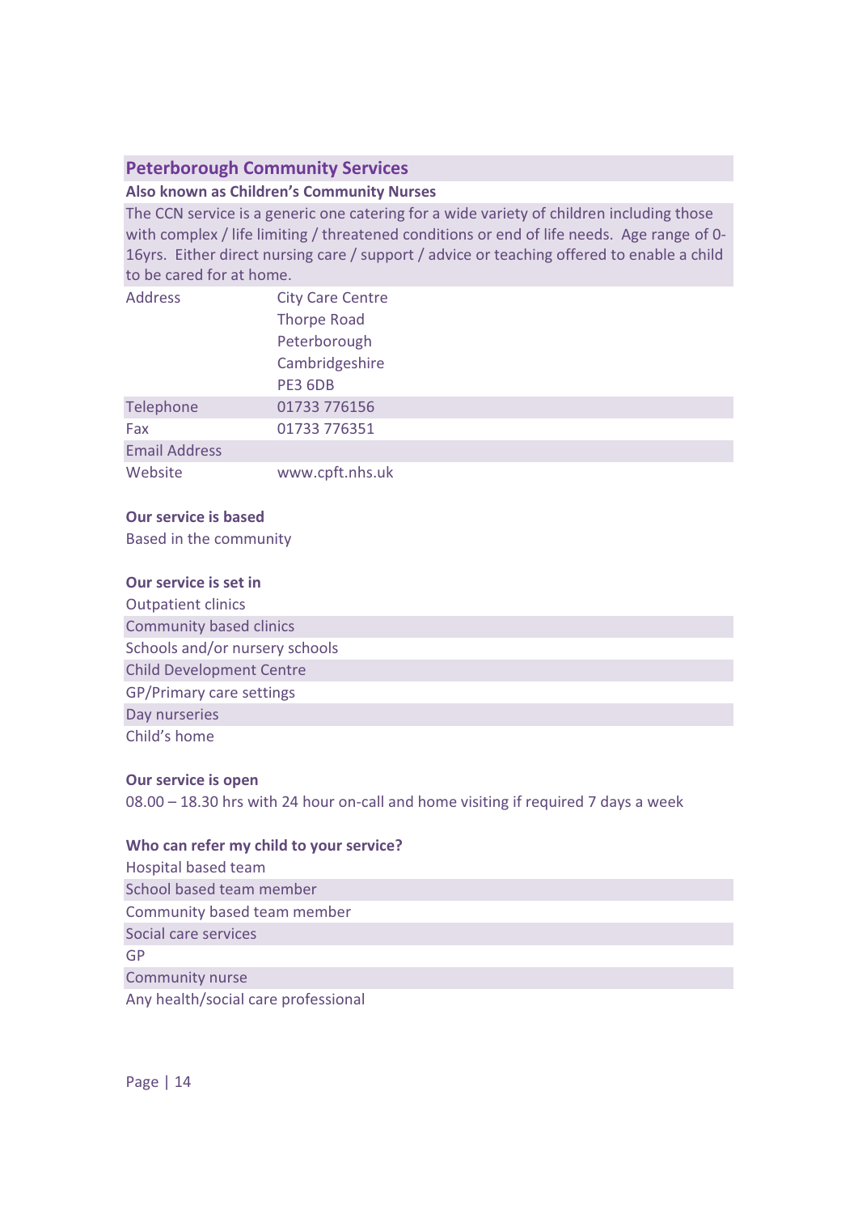## Peterborough Community Services

**Also known as Children's Community Nurses**

The CCN service is a generic one catering for a wide variety of children including those with complex / life limiting / threatened conditions or end of life needs. Age range of 0-16yrs. Either direct nursing care / support / advice or teaching offered to enable a child to be cared for at home.

| | |
|---|---|
| Address | City Care Centre<br>Thorpe Road<br>Peterborough<br>Cambridgeshire<br>PE3 6DB |
| Telephone | 01733 776156 |
| Fax | 01733 776351 |
| Email Address | |
| Website | www.cpft.nhs.uk |

**Our service is based**

Based in the community

**Our service is set in**

Outpatient clinics
Community based clinics
Schools and/or nursery schools
Child Development Centre
GP/Primary care settings
Day nurseries
Child's home

**Our service is open**

08.00 – 18.30 hrs with 24 hour on-call and home visiting if required 7 days a week

**Who can refer my child to your service?**

Hospital based team
School based team member
Community based team member
Social care services
GP
Community nurse
Any health/social care professional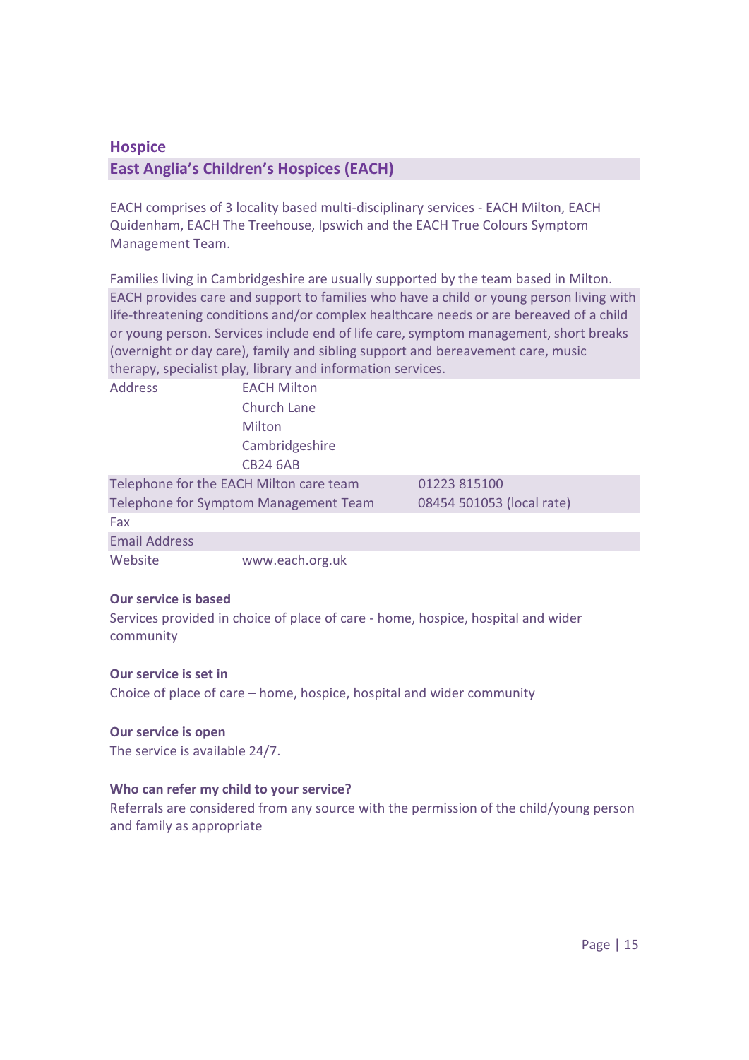## Hospice

### East Anglia's Children's Hospices (EACH)

EACH comprises of 3 locality based multi-disciplinary services - EACH Milton, EACH Quidenham, EACH The Treehouse, Ipswich and the EACH True Colours Symptom Management Team.

Families living in Cambridgeshire are usually supported by the team based in Milton. EACH provides care and support to families who have a child or young person living with life-threatening conditions and/or complex healthcare needs or are bereaved of a child or young person. Services include end of life care, symptom management, short breaks (overnight or day care), family and sibling support and bereavement care, music therapy, specialist play, library and information services.

| | | |
|---|---|---|
| Address | EACH Milton<br>Church Lane<br>Milton<br>Cambridgeshire<br>CB24 6AB | |
| Telephone for the EACH Milton care team | | 01223 815100 |
| Telephone for Symptom Management Team | | 08454 501053 (local rate) |
| Fax | | |
| Email Address | | |
| Website | www.each.org.uk | |

**Our service is based**

Services provided in choice of place of care - home, hospice, hospital and wider community

**Our service is set in**

Choice of place of care – home, hospice, hospital and wider community

**Our service is open**

The service is available 24/7.

**Who can refer my child to your service?**

Referrals are considered from any source with the permission of the child/young person and family as appropriate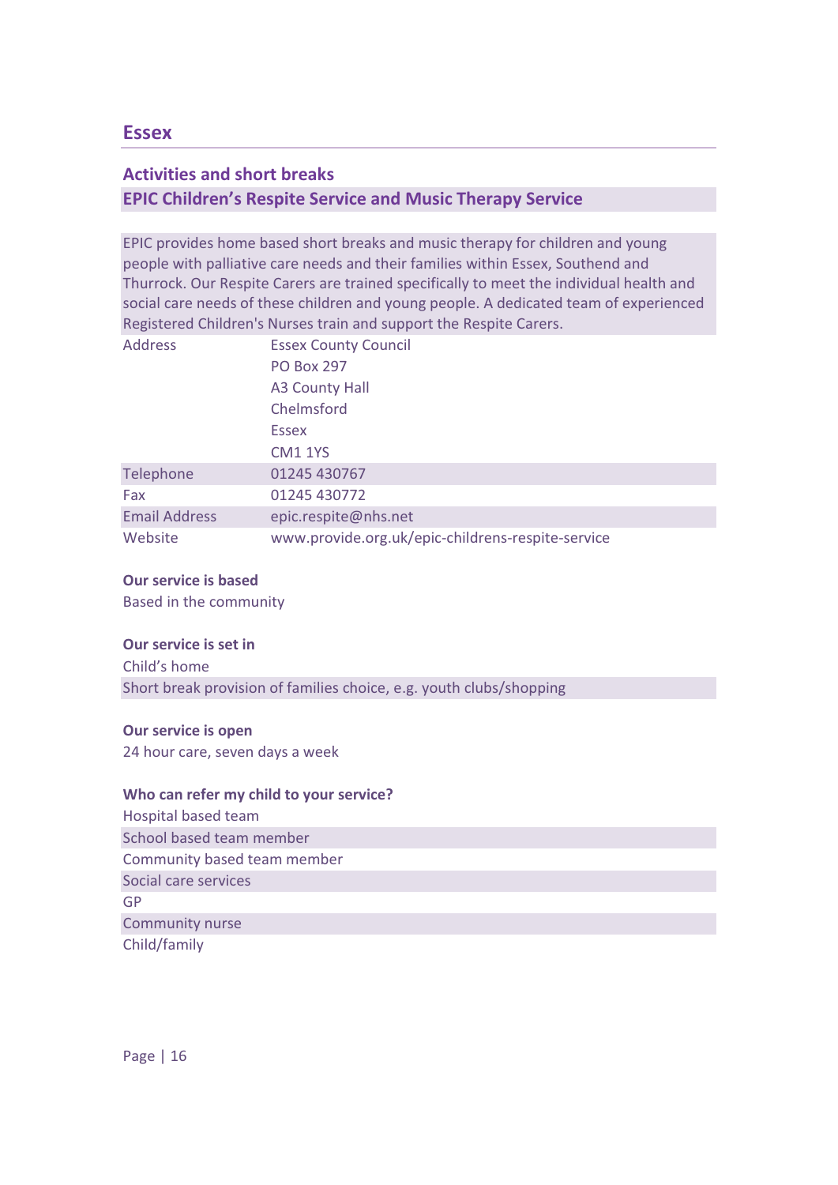# Essex

## Activities and short breaks

### EPIC Children's Respite Service and Music Therapy Service

EPIC provides home based short breaks and music therapy for children and young people with palliative care needs and their families within Essex, Southend and Thurrock. Our Respite Carers are trained specifically to meet the individual health and social care needs of these children and young people. A dedicated team of experienced Registered Children's Nurses train and support the Respite Carers.

| | |
|---|---|
| Address | Essex County Council<br>PO Box 297<br>A3 County Hall<br>Chelmsford<br>Essex<br>CM1 1YS |
| Telephone | 01245 430767 |
| Fax | 01245 430772 |
| Email Address | epic.respite@nhs.net |
| Website | www.provide.org.uk/epic-childrens-respite-service |

**Our service is based**

Based in the community

**Our service is set in**

Child's home

Short break provision of families choice, e.g. youth clubs/shopping

**Our service is open**

24 hour care, seven days a week

**Who can refer my child to your service?**

Hospital based team

School based team member

Community based team member

Social care services

GP

Community nurse

Child/family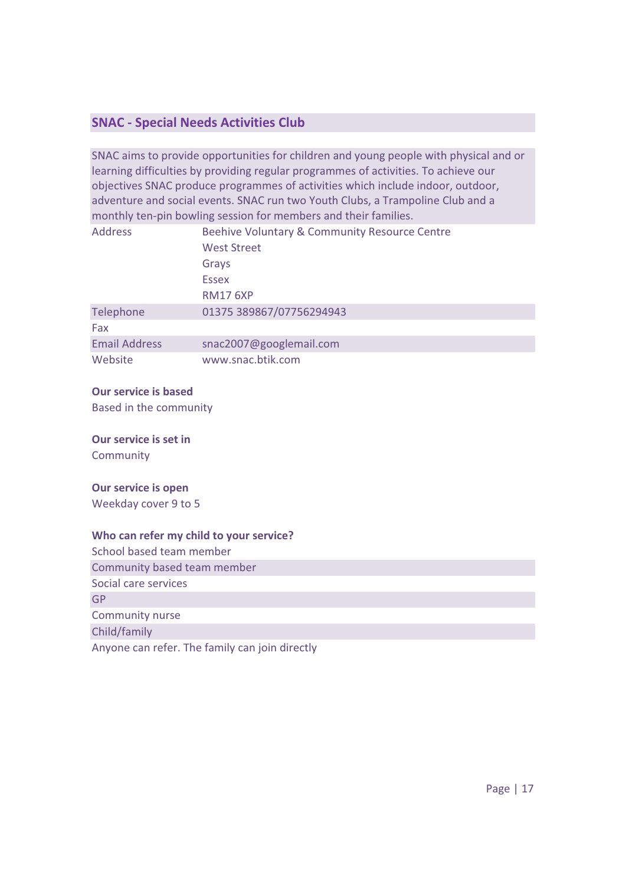## SNAC - Special Needs Activities Club

SNAC aims to provide opportunities for children and young people with physical and or learning difficulties by providing regular programmes of activities. To achieve our objectives SNAC produce programmes of activities which include indoor, outdoor, adventure and social events. SNAC run two Youth Clubs, a Trampoline Club and a monthly ten-pin bowling session for members and their families.

| | |
|---|---|
| Address | Beehive Voluntary & Community Resource Centre<br>West Street<br>Grays<br>Essex<br>RM17 6XP |
| Telephone | 01375 389867/07756294943 |
| Fax | |
| Email Address | snac2007@googlemail.com |
| Website | www.snac.btik.com |

**Our service is based**

Based in the community

**Our service is set in**

Community

**Our service is open**

Weekday cover 9 to 5

**Who can refer my child to your service?**

School based team member
Community based team member
Social care services
GP
Community nurse
Child/family
Anyone can refer. The family can join directly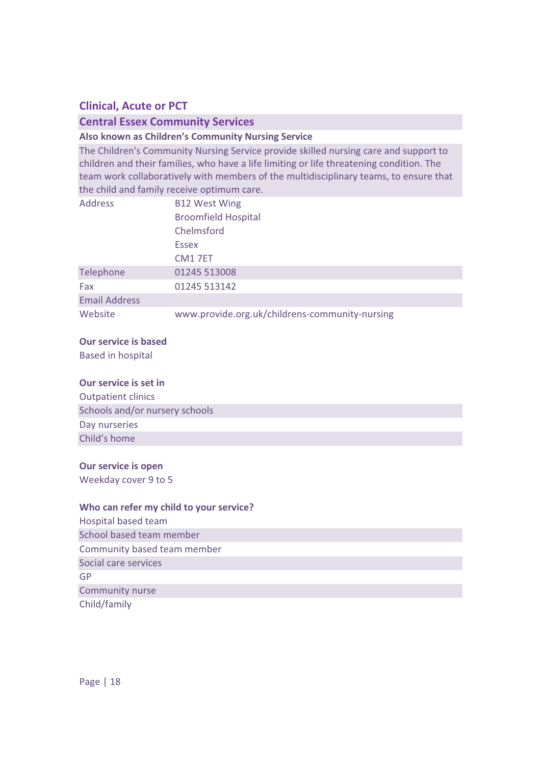## Clinical, Acute or PCT

### Central Essex Community Services

**Also known as Children's Community Nursing Service**

The Children's Community Nursing Service provide skilled nursing care and support to children and their families, who have a life limiting or life threatening condition. The team work collaboratively with members of the multidisciplinary teams, to ensure that the child and family receive optimum care.

| | |
|---|---|
| Address | B12 West Wing<br>Broomfield Hospital<br>Chelmsford<br>Essex<br>CM1 7ET |
| Telephone | 01245 513008 |
| Fax | 01245 513142 |
| Email Address | |
| Website | www.provide.org.uk/childrens-community-nursing |

**Our service is based**

Based in hospital

**Our service is set in**

Outpatient clinics
Schools and/or nursery schools
Day nurseries
Child's home

**Our service is open**

Weekday cover 9 to 5

**Who can refer my child to your service?**

Hospital based team
School based team member
Community based team member
Social care services
GP
Community nurse
Child/family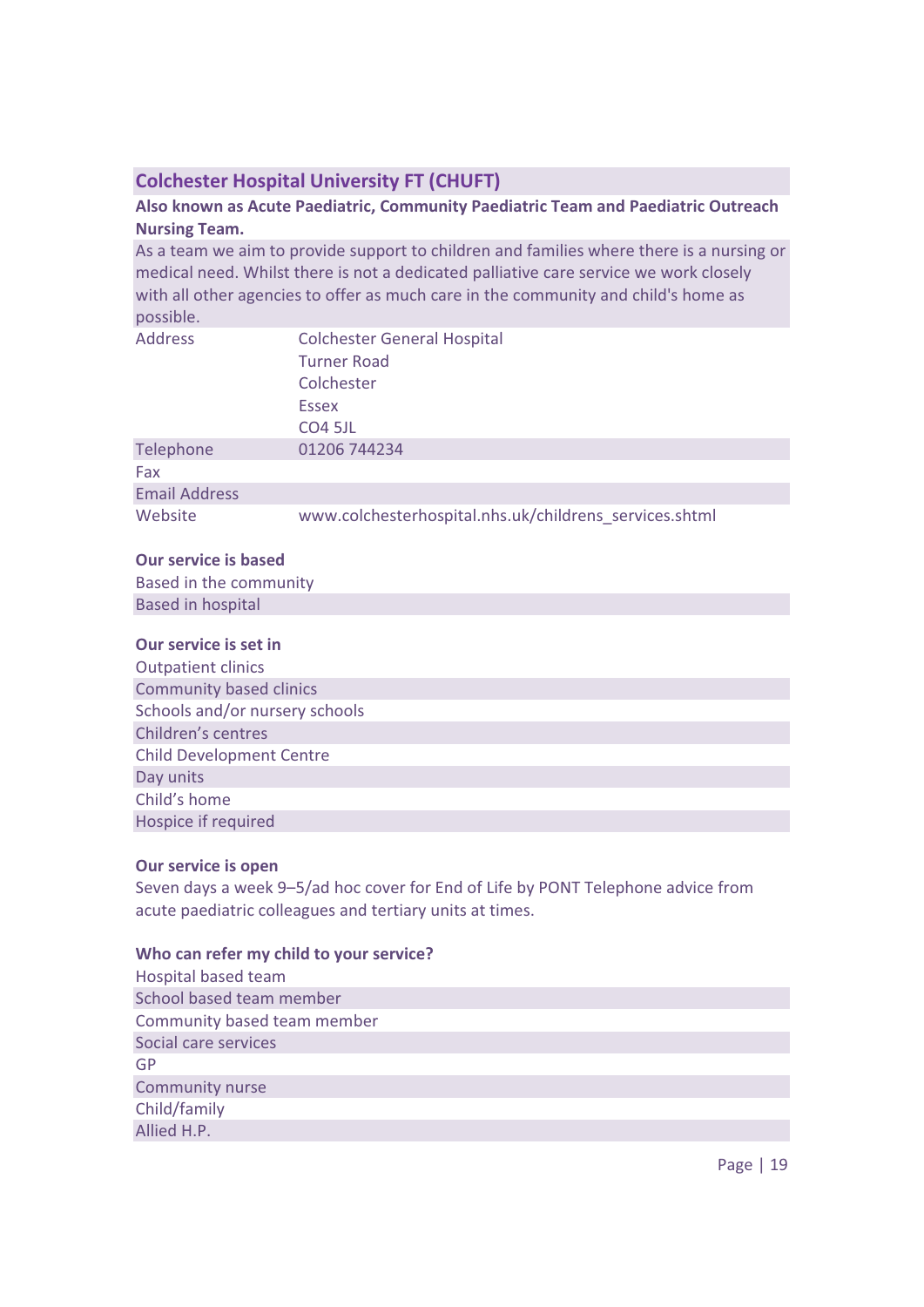## Colchester Hospital University FT (CHUFT)

**Also known as Acute Paediatric, Community Paediatric Team and Paediatric Outreach Nursing Team.**

As a team we aim to provide support to children and families where there is a nursing or medical need. Whilst there is not a dedicated palliative care service we work closely with all other agencies to offer as much care in the community and child's home as possible.

| | |
|---|---|
| Address | Colchester General Hospital<br>Turner Road<br>Colchester<br>Essex<br>CO4 5JL |
| Telephone | 01206 744234 |
| Fax | |
| Email Address | |
| Website | www.colchesterhospital.nhs.uk/childrens_services.shtml |

**Our service is based**

Based in the community
Based in hospital

**Our service is set in**

Outpatient clinics
Community based clinics
Schools and/or nursery schools
Children's centres
Child Development Centre
Day units
Child's home
Hospice if required

**Our service is open**

Seven days a week 9–5/ad hoc cover for End of Life by PONT Telephone advice from acute paediatric colleagues and tertiary units at times.

**Who can refer my child to your service?**

Hospital based team
School based team member
Community based team member
Social care services
GP
Community nurse
Child/family
Allied H.P.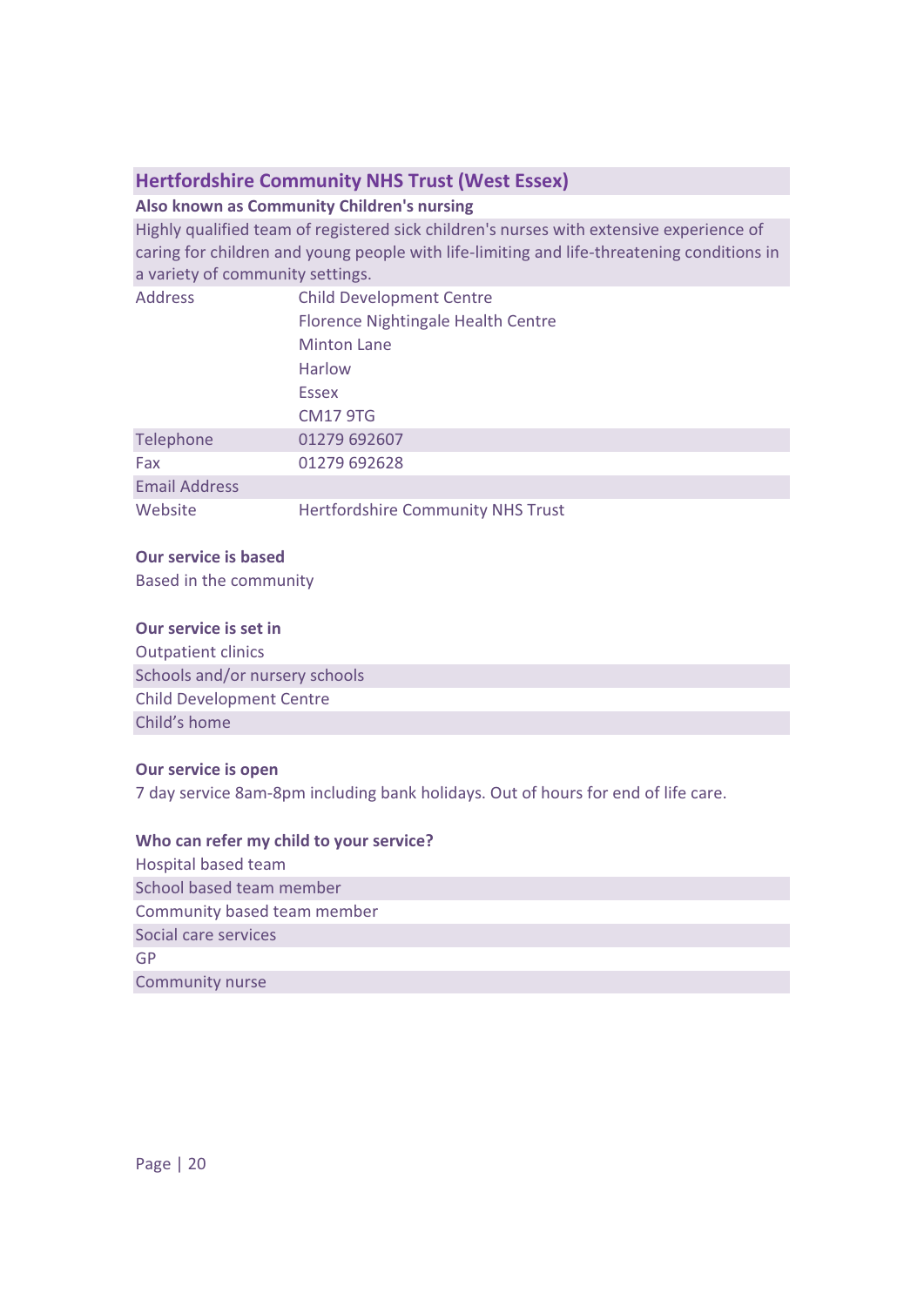## Hertfordshire Community NHS Trust (West Essex)

**Also known as Community Children's nursing**

Highly qualified team of registered sick children's nurses with extensive experience of caring for children and young people with life-limiting and life-threatening conditions in a variety of community settings.

| | |
|---|---|
| Address | Child Development Centre<br>Florence Nightingale Health Centre<br>Minton Lane<br>Harlow<br>Essex<br>CM17 9TG |
| Telephone | 01279 692607 |
| Fax | 01279 692628 |
| Email Address | |
| Website | Hertfordshire Community NHS Trust |

**Our service is based**

Based in the community

**Our service is set in**

- Outpatient clinics
- Schools and/or nursery schools
- Child Development Centre
- Child's home

**Our service is open**

7 day service 8am-8pm including bank holidays. Out of hours for end of life care.

**Who can refer my child to your service?**

- Hospital based team
- School based team member
- Community based team member
- Social care services
- GP
- Community nurse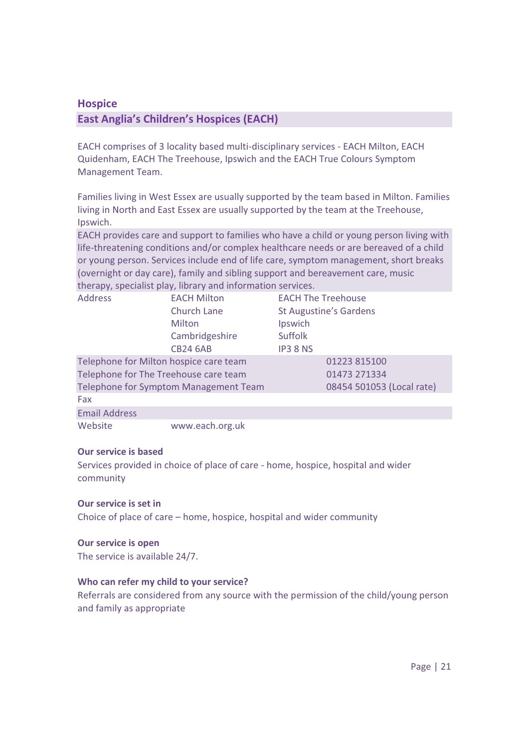## Hospice

### East Anglia's Children's Hospices (EACH)

EACH comprises of 3 locality based multi-disciplinary services - EACH Milton, EACH Quidenham, EACH The Treehouse, Ipswich and the EACH True Colours Symptom Management Team.

Families living in West Essex are usually supported by the team based in Milton. Families living in North and East Essex are usually supported by the team at the Treehouse, Ipswich.

EACH provides care and support to families who have a child or young person living with life-threatening conditions and/or complex healthcare needs or are bereaved of a child or young person. Services include end of life care, symptom management, short breaks (overnight or day care), family and sibling support and bereavement care, music therapy, specialist play, library and information services.

| | | |
|---|---|---|
| Address | EACH Milton<br>Church Lane<br>Milton<br>Cambridgeshire<br>CB24 6AB | EACH The Treehouse<br>St Augustine's Gardens<br>Ipswich<br>Suffolk<br>IP3 8 NS |
| Telephone for Milton hospice care team | | 01223 815100 |
| Telephone for The Treehouse care team | | 01473 271334 |
| Telephone for Symptom Management Team | | 08454 501053 (Local rate) |
| Fax | | |
| Email Address | | |
| Website | www.each.org.uk | |

**Our service is based**

Services provided in choice of place of care - home, hospice, hospital and wider community

**Our service is set in**

Choice of place of care – home, hospice, hospital and wider community

**Our service is open**

The service is available 24/7.

**Who can refer my child to your service?**

Referrals are considered from any source with the permission of the child/young person and family as appropriate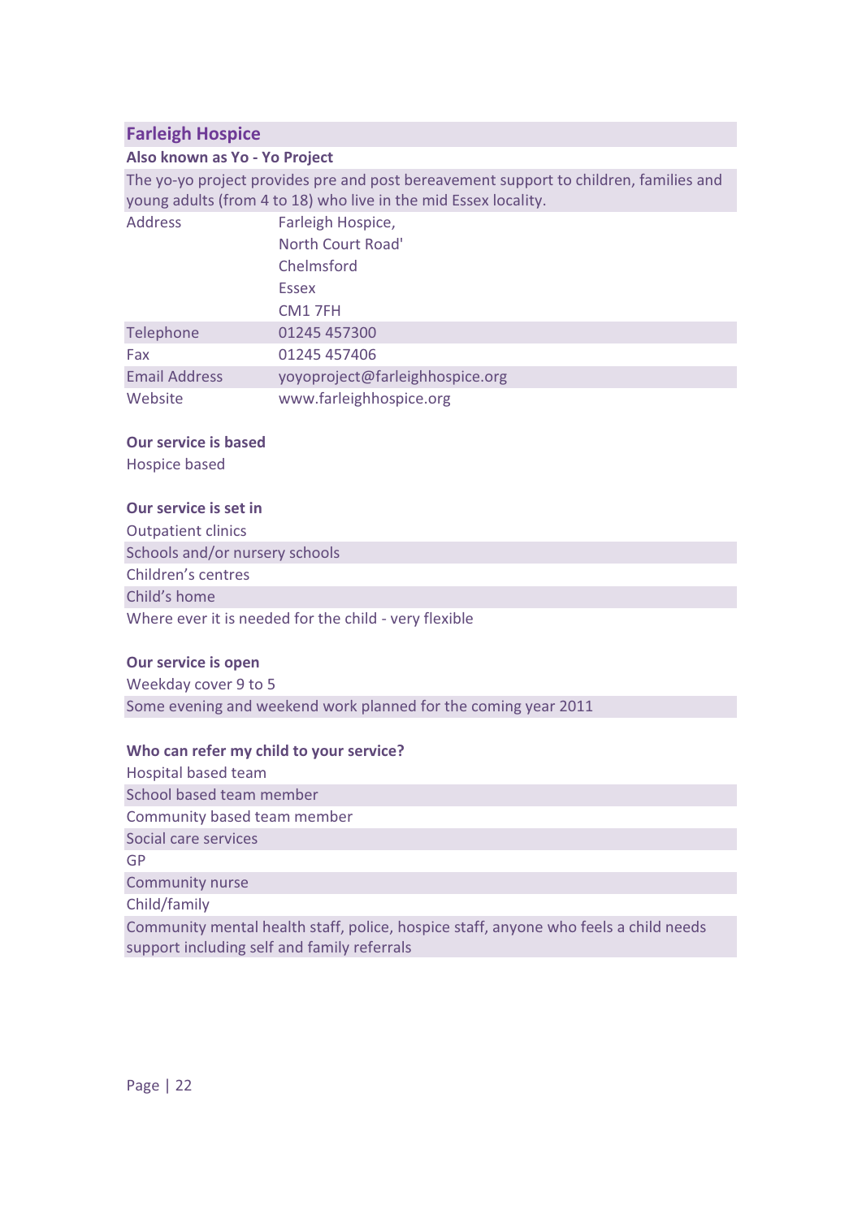## Farleigh Hospice

**Also known as Yo - Yo Project**

The yo-yo project provides pre and post bereavement support to children, families and young adults (from 4 to 18) who live in the mid Essex locality.

| | |
|---|---|
| Address | Farleigh Hospice,<br>North Court Road'<br>Chelmsford<br>Essex<br>CM1 7FH |
| Telephone | 01245 457300 |
| Fax | 01245 457406 |
| Email Address | yoyoproject@farleighhospice.org |
| Website | www.farleighhospice.org |

**Our service is based**

Hospice based

**Our service is set in**

Outpatient clinics
Schools and/or nursery schools
Children's centres
Child's home
Where ever it is needed for the child - very flexible

**Our service is open**

Weekday cover 9 to 5
Some evening and weekend work planned for the coming year 2011

**Who can refer my child to your service?**

Hospital based team
School based team member
Community based team member
Social care services
GP
Community nurse
Child/family
Community mental health staff, police, hospice staff, anyone who feels a child needs support including self and family referrals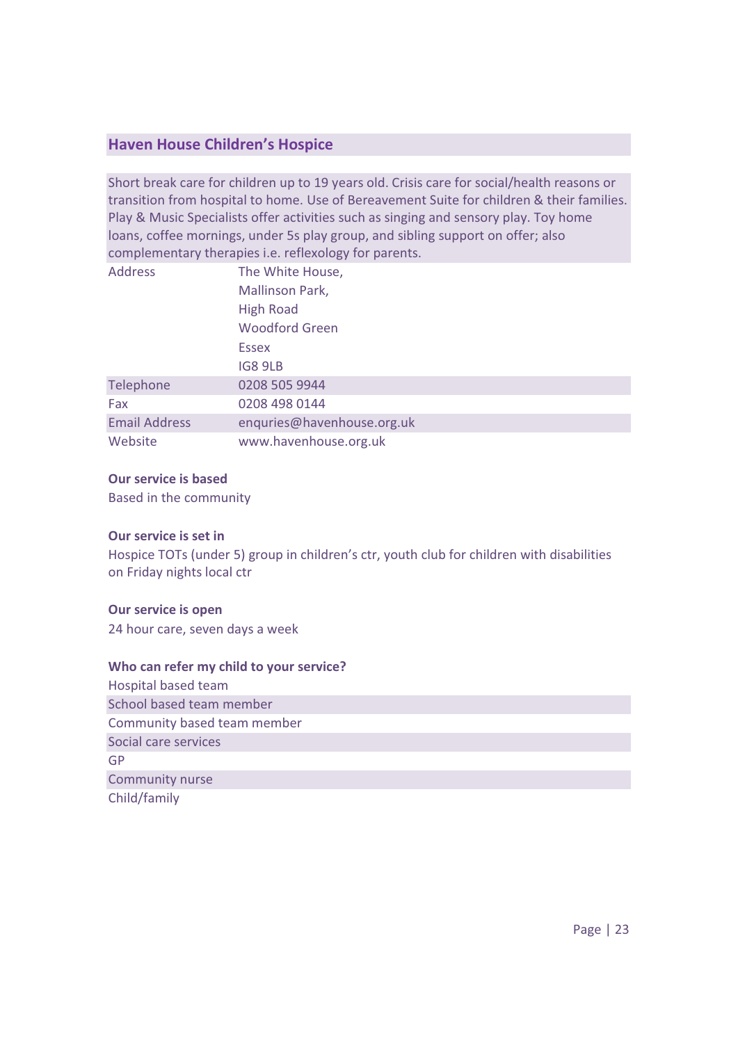## Haven House Children's Hospice

Short break care for children up to 19 years old. Crisis care for social/health reasons or transition from hospital to home. Use of Bereavement Suite for children & their families. Play & Music Specialists offer activities such as singing and sensory play. Toy home loans, coffee mornings, under 5s play group, and sibling support on offer; also complementary therapies i.e. reflexology for parents.

| | |
|---|---|
| Address | The White House,<br>Mallinson Park,<br>High Road<br>Woodford Green<br>Essex<br>IG8 9LB |
| Telephone | 0208 505 9944 |
| Fax | 0208 498 0144 |
| Email Address | enquries@havenhouse.org.uk |
| Website | www.havenhouse.org.uk |

**Our service is based**

Based in the community

**Our service is set in**

Hospice TOTs (under 5) group in children's ctr, youth club for children with disabilities on Friday nights local ctr

**Our service is open**

24 hour care, seven days a week

**Who can refer my child to your service?**

Hospital based team
School based team member
Community based team member
Social care services
GP
Community nurse
Child/family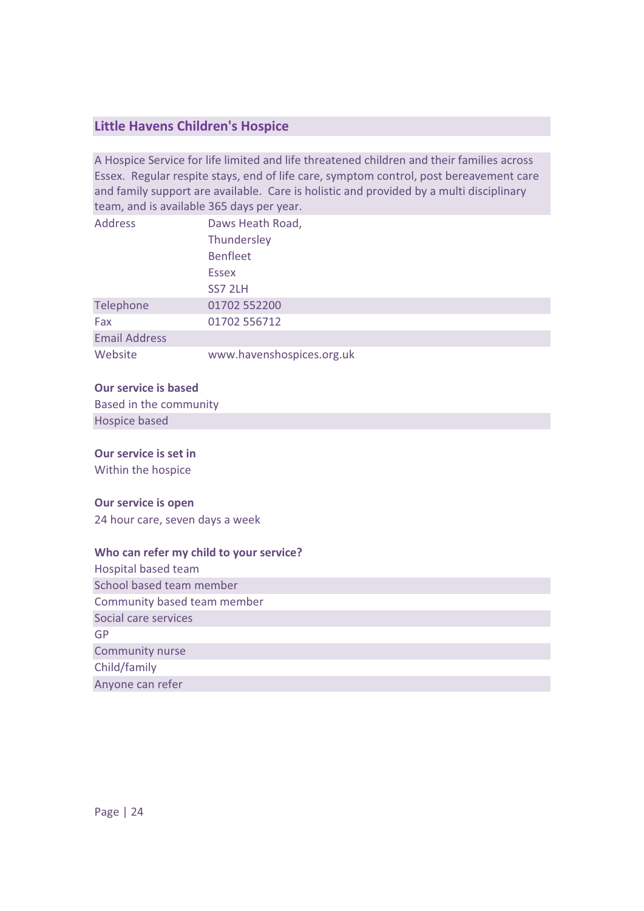## Little Havens Children's Hospice

A Hospice Service for life limited and life threatened children and their families across Essex. Regular respite stays, end of life care, symptom control, post bereavement care and family support are available. Care is holistic and provided by a multi disciplinary team, and is available 365 days per year.

| | |
|---|---|
| Address | Daws Heath Road,<br>Thundersley<br>Benfleet<br>Essex<br>SS7 2LH |
| Telephone | 01702 552200 |
| Fax | 01702 556712 |
| Email Address | |
| Website | www.havenshospices.org.uk |

**Our service is based**

Based in the community

Hospice based

**Our service is set in**

Within the hospice

**Our service is open**

24 hour care, seven days a week

**Who can refer my child to your service?**

Hospital based team

School based team member

Community based team member

Social care services

GP

Community nurse

Child/family

Anyone can refer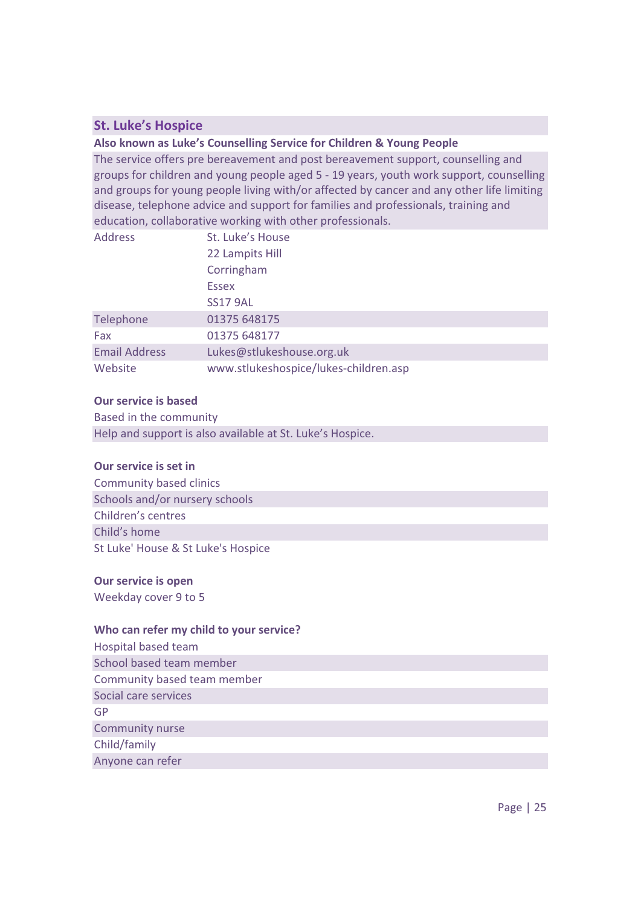## St. Luke's Hospice

**Also known as Luke's Counselling Service for Children & Young People**

The service offers pre bereavement and post bereavement support, counselling and groups for children and young people aged 5 - 19 years, youth work support, counselling and groups for young people living with/or affected by cancer and any other life limiting disease, telephone advice and support for families and professionals, training and education, collaborative working with other professionals.

| | |
|---|---|
| Address | St. Luke's House<br>22 Lampits Hill<br>Corringham<br>Essex<br>SS17 9AL |
| Telephone | 01375 648175 |
| Fax | 01375 648177 |
| Email Address | Lukes@stlukeshouse.org.uk |
| Website | www.stlukeshospice/lukes-children.asp |

**Our service is based**

Based in the community

Help and support is also available at St. Luke's Hospice.

**Our service is set in**

Community based clinics

Schools and/or nursery schools

Children's centres

Child's home

St Luke' House & St Luke's Hospice

**Our service is open**

Weekday cover 9 to 5

**Who can refer my child to your service?**

Hospital based team

School based team member

Community based team member

Social care services

GP

Community nurse

Child/family

Anyone can refer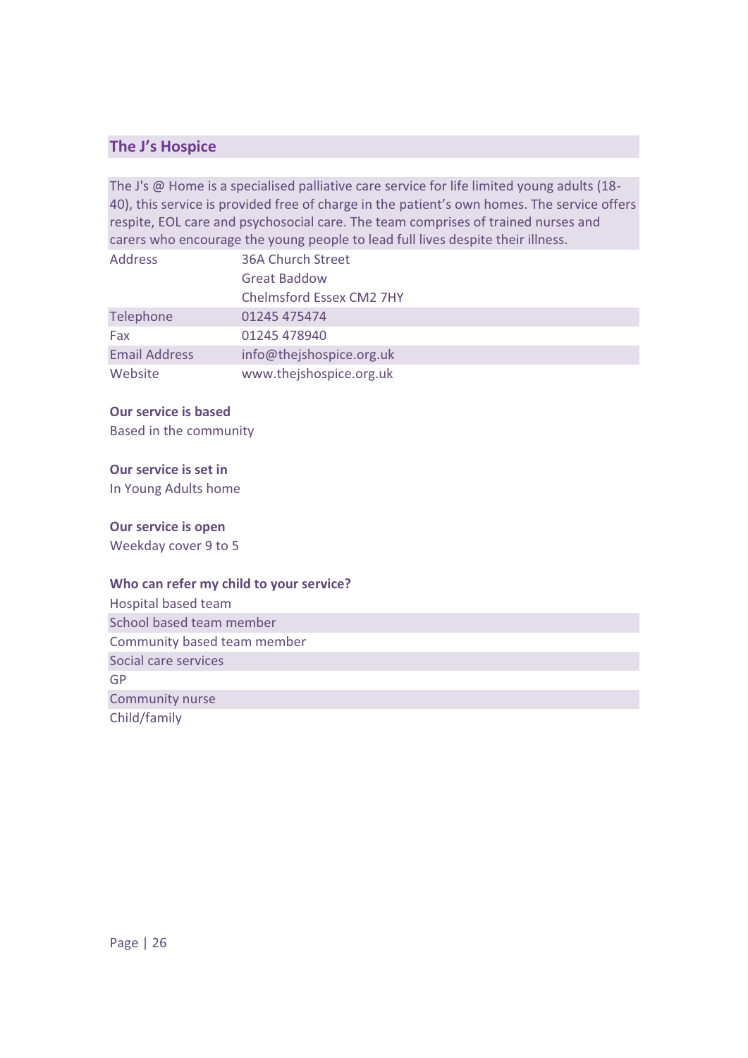## The J's Hospice

The J's @ Home is a specialised palliative care service for life limited young adults (18-40), this service is provided free of charge in the patient's own homes. The service offers respite, EOL care and psychosocial care. The team comprises of trained nurses and carers who encourage the young people to lead full lives despite their illness.

| | |
|---|---|
| Address | 36A Church Street<br>Great Baddow<br>Chelmsford Essex CM2 7HY |
| Telephone | 01245 475474 |
| Fax | 01245 478940 |
| Email Address | info@thejshospice.org.uk |
| Website | www.thejshospice.org.uk |

**Our service is based**

Based in the community

**Our service is set in**

In Young Adults home

**Our service is open**

Weekday cover 9 to 5

**Who can refer my child to your service?**

- Hospital based team
- School based team member
- Community based team member
- Social care services
- GP
- Community nurse
- Child/family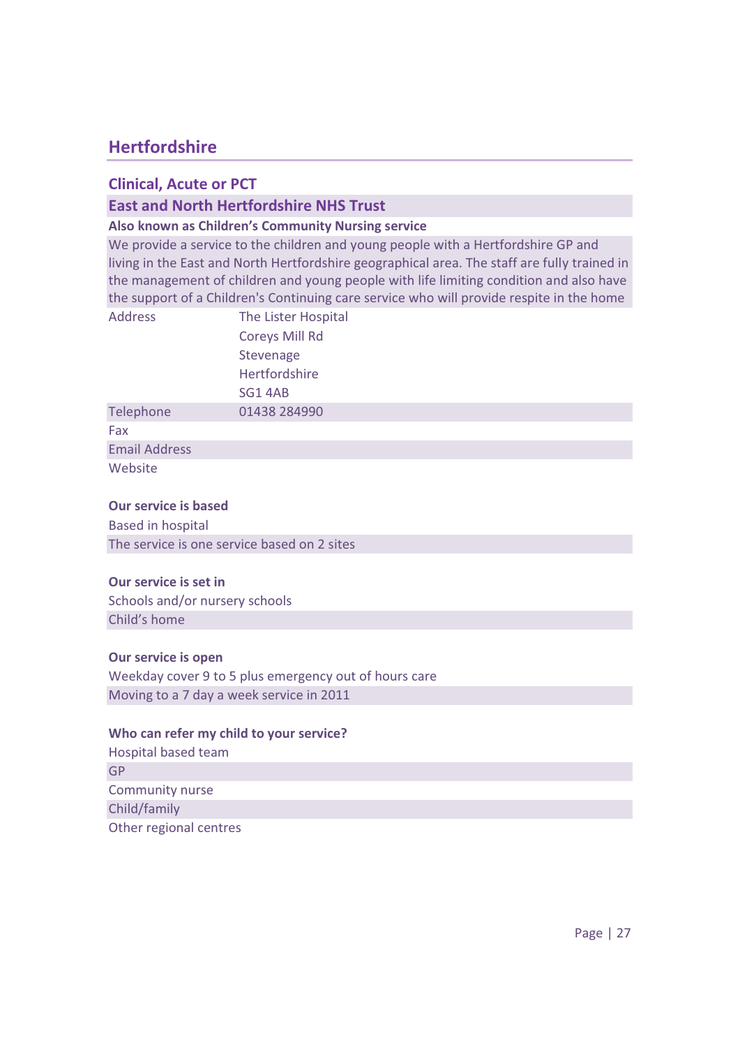## Hertfordshire

### Clinical, Acute or PCT

### East and North Hertfordshire NHS Trust

**Also known as Children's Community Nursing service**

We provide a service to the children and young people with a Hertfordshire GP and living in the East and North Hertfordshire geographical area. The staff are fully trained in the management of children and young people with life limiting condition and also have the support of a Children's Continuing care service who will provide respite in the home

| | |
|---|---|
| Address | The Lister Hospital<br>Coreys Mill Rd<br>Stevenage<br>Hertfordshire<br>SG1 4AB |
| Telephone | 01438 284990 |
| Fax | |
| Email Address | |
| Website | |

**Our service is based**

Based in hospital

The service is one service based on 2 sites

**Our service is set in**

Schools and/or nursery schools

Child's home

**Our service is open**

Weekday cover 9 to 5 plus emergency out of hours care

Moving to a 7 day a week service in 2011

**Who can refer my child to your service?**

Hospital based team

GP

Community nurse

Child/family

Other regional centres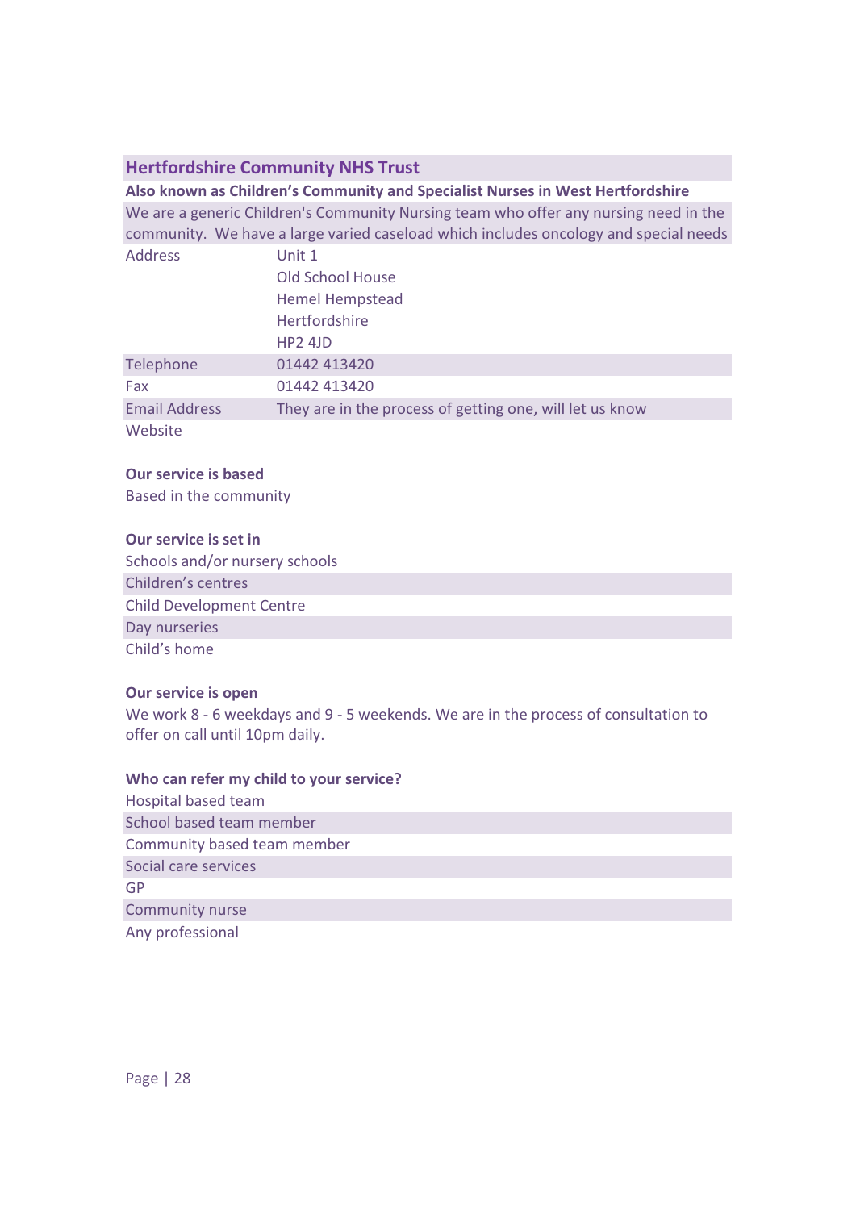## Hertfordshire Community NHS Trust

**Also known as Children's Community and Specialist Nurses in West Hertfordshire**

We are a generic Children's Community Nursing team who offer any nursing need in the community. We have a large varied caseload which includes oncology and special needs

| | |
|---|---|
| Address | Unit 1<br>Old School House<br>Hemel Hempstead<br>Hertfordshire<br>HP2 4JD |
| Telephone | 01442 413420 |
| Fax | 01442 413420 |
| Email Address | They are in the process of getting one, will let us know |
| Website | |

**Our service is based**

Based in the community

**Our service is set in**

Schools and/or nursery schools
Children's centres
Child Development Centre
Day nurseries
Child's home

**Our service is open**

We work 8 - 6 weekdays and 9 - 5 weekends. We are in the process of consultation to offer on call until 10pm daily.

**Who can refer my child to your service?**

Hospital based team
School based team member
Community based team member
Social care services
GP
Community nurse
Any professional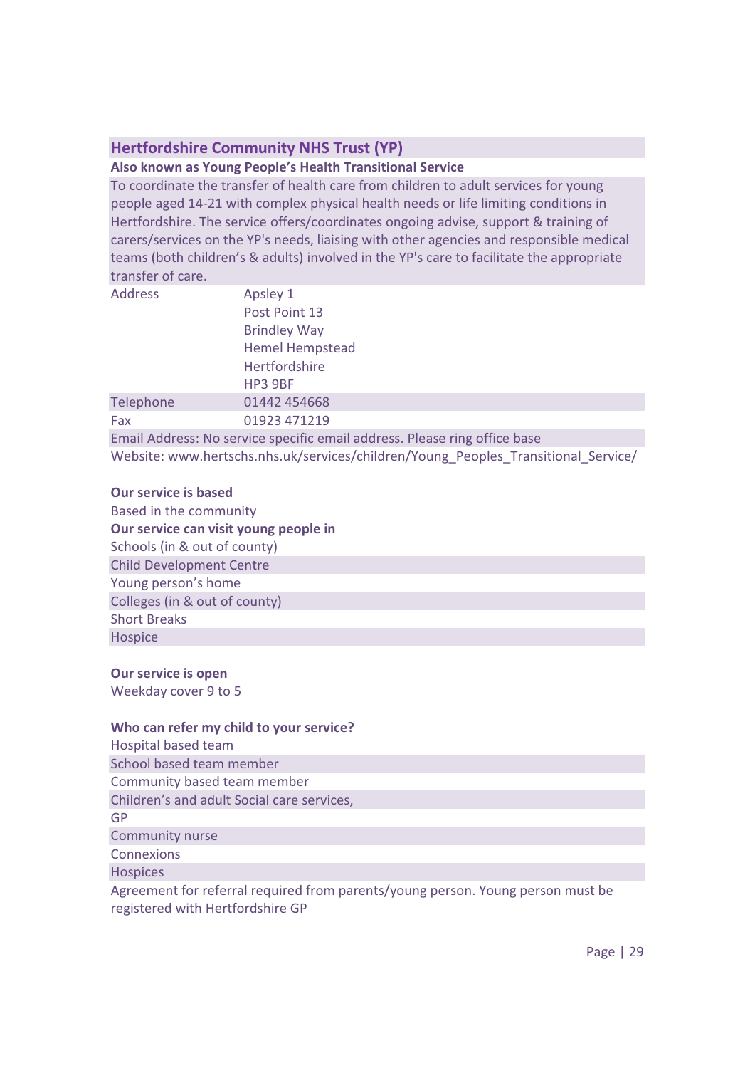## Hertfordshire Community NHS Trust (YP)

**Also known as Young People's Health Transitional Service**

To coordinate the transfer of health care from children to adult services for young people aged 14-21 with complex physical health needs or life limiting conditions in Hertfordshire. The service offers/coordinates ongoing advise, support & training of carers/services on the YP's needs, liaising with other agencies and responsible medical teams (both children's & adults) involved in the YP's care to facilitate the appropriate transfer of care.

| | |
|---|---|
| Address | Apsley 1<br>Post Point 13<br>Brindley Way<br>Hemel Hempstead<br>Hertfordshire<br>HP3 9BF |
| Telephone | 01442 454668 |
| Fax | 01923 471219 |

Email Address: No service specific email address. Please ring office base

Website: www.hertschs.nhs.uk/services/children/Young_Peoples_Transitional_Service/

**Our service is based**

Based in the community

**Our service can visit young people in**

- Schools (in & out of county)
- Child Development Centre
- Young person's home
- Colleges (in & out of county)
- Short Breaks
- Hospice

**Our service is open**

Weekday cover 9 to 5

**Who can refer my child to your service?**

- Hospital based team
- School based team member
- Community based team member
- Children's and adult Social care services,
- GP
- Community nurse
- Connexions
- Hospices

Agreement for referral required from parents/young person. Young person must be registered with Hertfordshire GP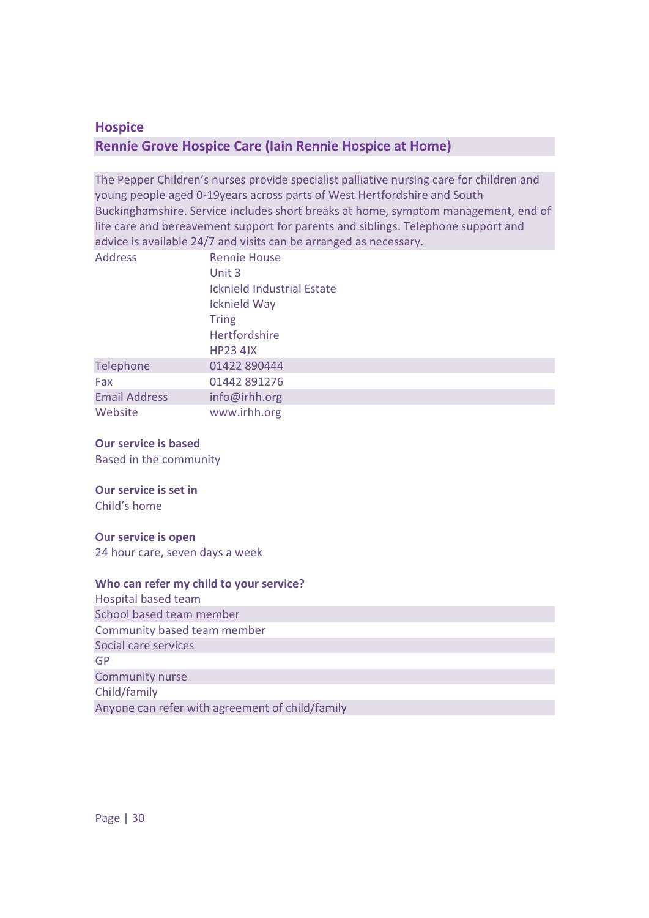## Hospice

### Rennie Grove Hospice Care (Iain Rennie Hospice at Home)

The Pepper Children's nurses provide specialist palliative nursing care for children and young people aged 0-19years across parts of West Hertfordshire and South Buckinghamshire. Service includes short breaks at home, symptom management, end of life care and bereavement support for parents and siblings. Telephone support and advice is available 24/7 and visits can be arranged as necessary.

| | |
|---|---|
| Address | Rennie House<br>Unit 3<br>Icknield Industrial Estate<br>Icknield Way<br>Tring<br>Hertfordshire<br>HP23 4JX |
| Telephone | 01422 890444 |
| Fax | 01442 891276 |
| Email Address | info@irhh.org |
| Website | www.irhh.org |

**Our service is based**

Based in the community

**Our service is set in**

Child's home

**Our service is open**

24 hour care, seven days a week

**Who can refer my child to your service?**

- Hospital based team
- School based team member
- Community based team member
- Social care services
- GP
- Community nurse
- Child/family
- Anyone can refer with agreement of child/family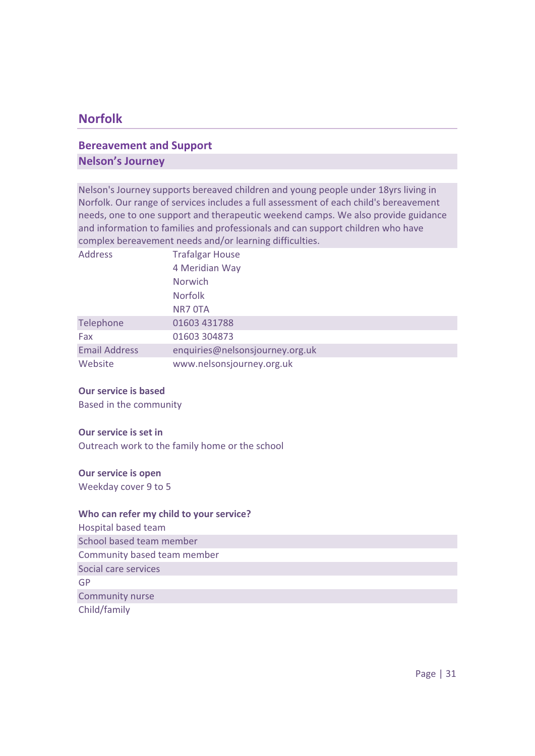# Norfolk

## Bereavement and Support

### Nelson's Journey

Nelson's Journey supports bereaved children and young people under 18yrs living in Norfolk. Our range of services includes a full assessment of each child's bereavement needs, one to one support and therapeutic weekend camps. We also provide guidance and information to families and professionals and can support children who have complex bereavement needs and/or learning difficulties.

| | |
|---|---|
| Address | Trafalgar House<br>4 Meridian Way<br>Norwich<br>Norfolk<br>NR7 0TA |
| Telephone | 01603 431788 |
| Fax | 01603 304873 |
| Email Address | enquiries@nelsonsjourney.org.uk |
| Website | www.nelsonsjourney.org.uk |

**Our service is based**

Based in the community

**Our service is set in**

Outreach work to the family home or the school

**Our service is open**

Weekday cover 9 to 5

**Who can refer my child to your service?**

- Hospital based team
- School based team member
- Community based team member
- Social care services
- GP
- Community nurse
- Child/family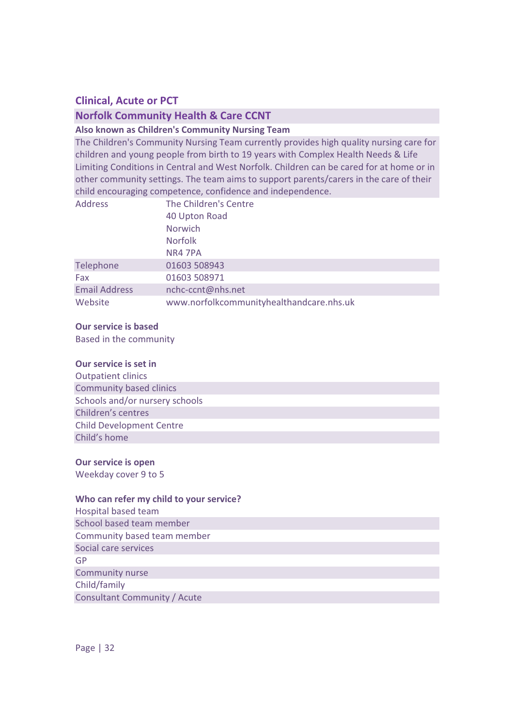## Clinical, Acute or PCT

### Norfolk Community Health & Care CCNT

**Also known as Children's Community Nursing Team**

The Children's Community Nursing Team currently provides high quality nursing care for children and young people from birth to 19 years with Complex Health Needs & Life Limiting Conditions in Central and West Norfolk. Children can be cared for at home or in other community settings. The team aims to support parents/carers in the care of their child encouraging competence, confidence and independence.

| | |
|---|---|
| Address | The Children's Centre<br>40 Upton Road<br>Norwich<br>Norfolk<br>NR4 7PA |
| Telephone | 01603 508943 |
| Fax | 01603 508971 |
| Email Address | nchc-ccnt@nhs.net |
| Website | www.norfolkcommunityhealthandcare.nhs.uk |

**Our service is based**

Based in the community

**Our service is set in**

- Outpatient clinics
- Community based clinics
- Schools and/or nursery schools
- Children's centres
- Child Development Centre
- Child's home

**Our service is open**

Weekday cover 9 to 5

**Who can refer my child to your service?**

- Hospital based team
- School based team member
- Community based team member
- Social care services
- GP
- Community nurse
- Child/family
- Consultant Community / Acute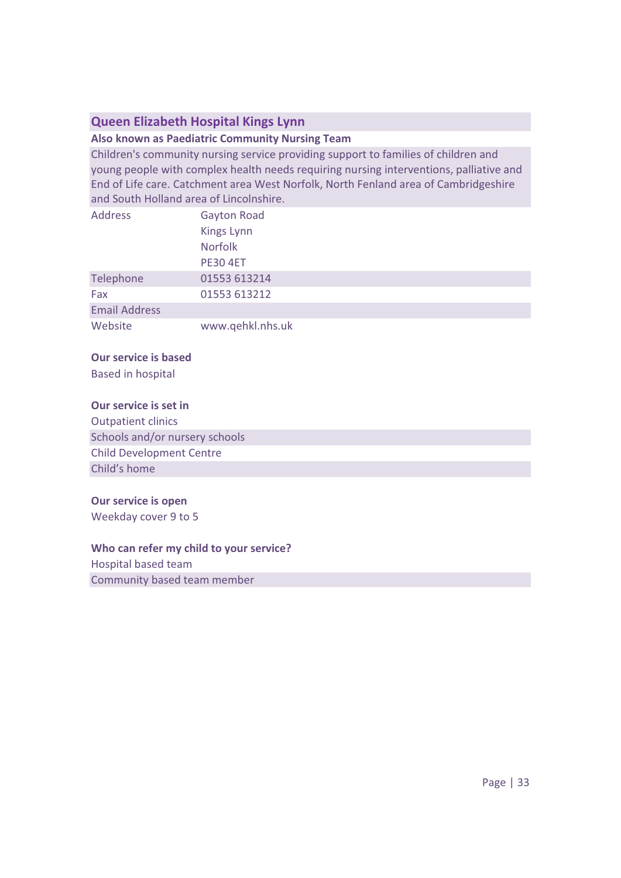## Queen Elizabeth Hospital Kings Lynn

**Also known as Paediatric Community Nursing Team**

Children's community nursing service providing support to families of children and young people with complex health needs requiring nursing interventions, palliative and End of Life care. Catchment area West Norfolk, North Fenland area of Cambridgeshire and South Holland area of Lincolnshire.

| | |
|---|---|
| Address | Gayton Road<br>Kings Lynn<br>Norfolk<br>PE30 4ET |
| Telephone | 01553 613214 |
| Fax | 01553 613212 |
| Email Address | |
| Website | www.qehkl.nhs.uk |

**Our service is based**

Based in hospital

**Our service is set in**

Outpatient clinics

Schools and/or nursery schools

Child Development Centre

Child's home

**Our service is open**

Weekday cover 9 to 5

**Who can refer my child to your service?**

Hospital based team

Community based team member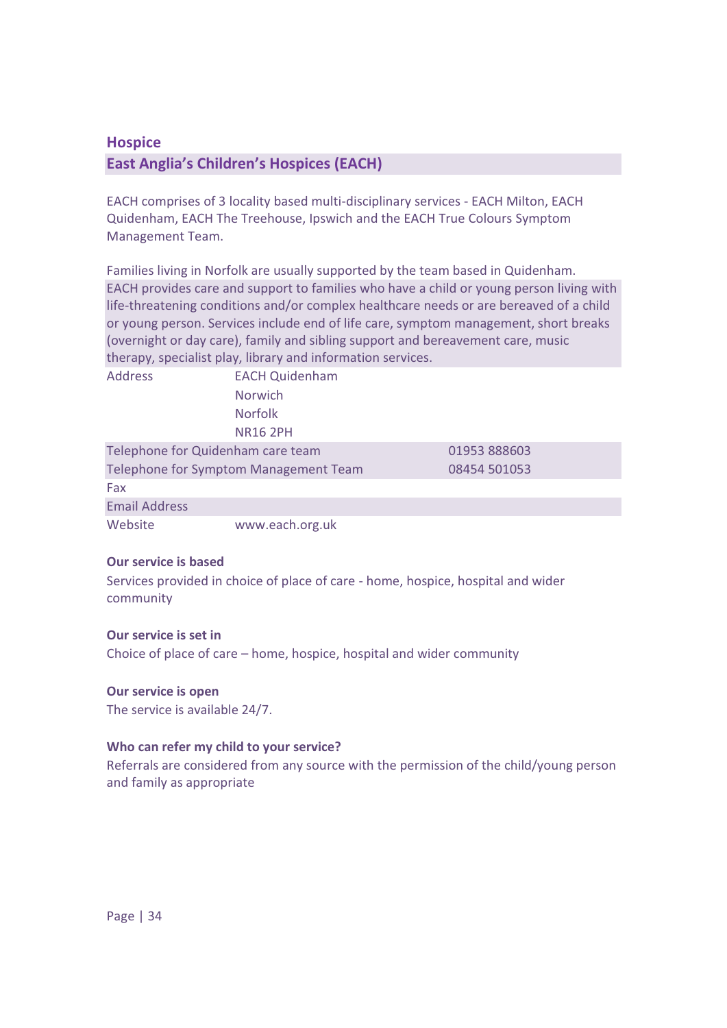## Hospice

### East Anglia's Children's Hospices (EACH)

EACH comprises of 3 locality based multi-disciplinary services - EACH Milton, EACH Quidenham, EACH The Treehouse, Ipswich and the EACH True Colours Symptom Management Team.

Families living in Norfolk are usually supported by the team based in Quidenham.

EACH provides care and support to families who have a child or young person living with life-threatening conditions and/or complex healthcare needs or are bereaved of a child or young person. Services include end of life care, symptom management, short breaks (overnight or day care), family and sibling support and bereavement care, music therapy, specialist play, library and information services.

| | | |
|---|---|---|
| Address | EACH Quidenham<br>Norwich<br>Norfolk<br>NR16 2PH | |
| Telephone for Quidenham care team | | 01953 888603 |
| Telephone for Symptom Management Team | | 08454 501053 |
| Fax | | |
| Email Address | | |
| Website | www.each.org.uk | |

**Our service is based**

Services provided in choice of place of care - home, hospice, hospital and wider community

**Our service is set in**

Choice of place of care – home, hospice, hospital and wider community

**Our service is open**

The service is available 24/7.

**Who can refer my child to your service?**

Referrals are considered from any source with the permission of the child/young person and family as appropriate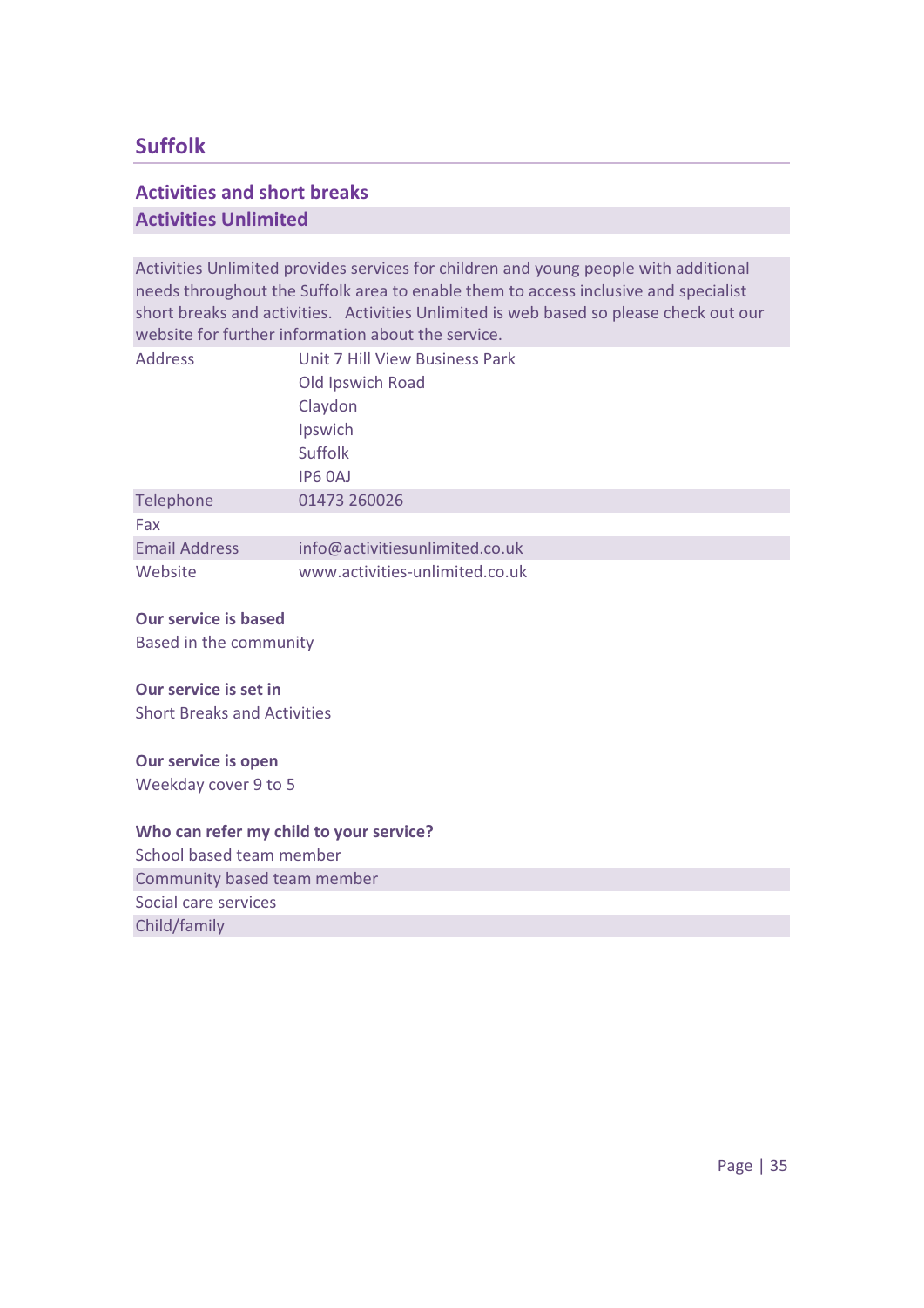## Suffolk

### Activities and short breaks

### Activities Unlimited

Activities Unlimited provides services for children and young people with additional needs throughout the Suffolk area to enable them to access inclusive and specialist short breaks and activities. Activities Unlimited is web based so please check out our website for further information about the service.

| | |
|---|---|
| Address | Unit 7 Hill View Business Park<br>Old Ipswich Road<br>Claydon<br>Ipswich<br>Suffolk<br>IP6 0AJ |
| Telephone | 01473 260026 |
| Fax | |
| Email Address | info@activitiesunlimited.co.uk |
| Website | www.activities-unlimited.co.uk |

**Our service is based**

Based in the community

**Our service is set in**

Short Breaks and Activities

**Our service is open**

Weekday cover 9 to 5

**Who can refer my child to your service?**

School based team member

Community based team member

Social care services

Child/family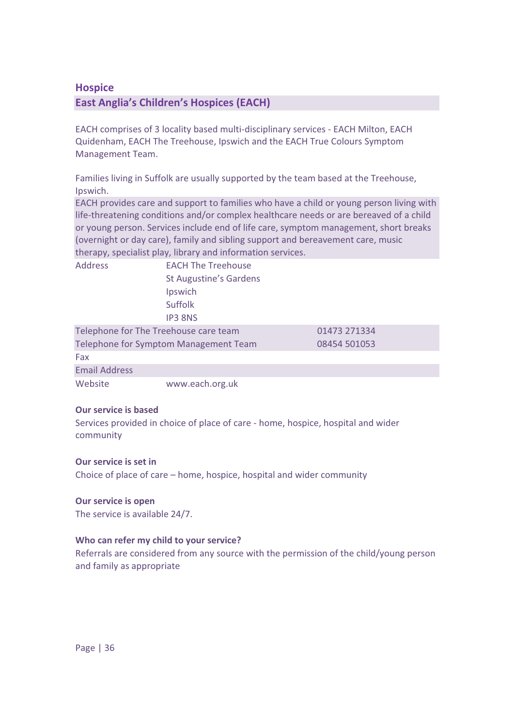## Hospice

### East Anglia's Children's Hospices (EACH)

EACH comprises of 3 locality based multi-disciplinary services - EACH Milton, EACH Quidenham, EACH The Treehouse, Ipswich and the EACH True Colours Symptom Management Team.

Families living in Suffolk are usually supported by the team based at the Treehouse, Ipswich.

EACH provides care and support to families who have a child or young person living with life-threatening conditions and/or complex healthcare needs or are bereaved of a child or young person. Services include end of life care, symptom management, short breaks (overnight or day care), family and sibling support and bereavement care, music therapy, specialist play, library and information services.

| | | |
|---|---|---|
| Address | EACH The Treehouse<br>St Augustine's Gardens<br>Ipswich<br>Suffolk<br>IP3 8NS | |
| Telephone for The Treehouse care team | | 01473 271334 |
| Telephone for Symptom Management Team | | 08454 501053 |
| Fax | | |
| Email Address | | |
| Website | www.each.org.uk | |

**Our service is based**

Services provided in choice of place of care - home, hospice, hospital and wider community

**Our service is set in**

Choice of place of care – home, hospice, hospital and wider community

**Our service is open**

The service is available 24/7.

**Who can refer my child to your service?**

Referrals are considered from any source with the permission of the child/young person and family as appropriate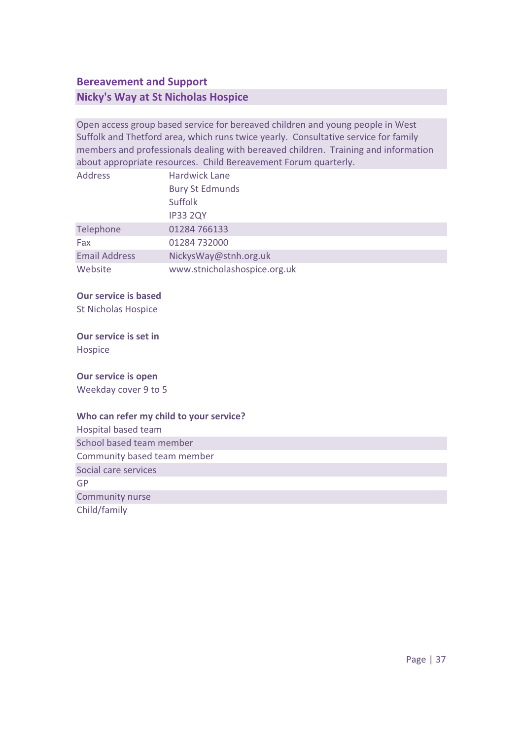## Bereavement and Support

### Nicky's Way at St Nicholas Hospice

Open access group based service for bereaved children and young people in West Suffolk and Thetford area, which runs twice yearly. Consultative service for family members and professionals dealing with bereaved children. Training and information about appropriate resources. Child Bereavement Forum quarterly.

| | |
|---|---|
| Address | Hardwick Lane<br>Bury St Edmunds<br>Suffolk<br>IP33 2QY |
| Telephone | 01284 766133 |
| Fax | 01284 732000 |
| Email Address | NickysWay@stnh.org.uk |
| Website | www.stnicholashospice.org.uk |

**Our service is based**

St Nicholas Hospice

**Our service is set in**

Hospice

**Our service is open**

Weekday cover 9 to 5

**Who can refer my child to your service?**

Hospital based team
School based team member
Community based team member
Social care services
GP
Community nurse
Child/family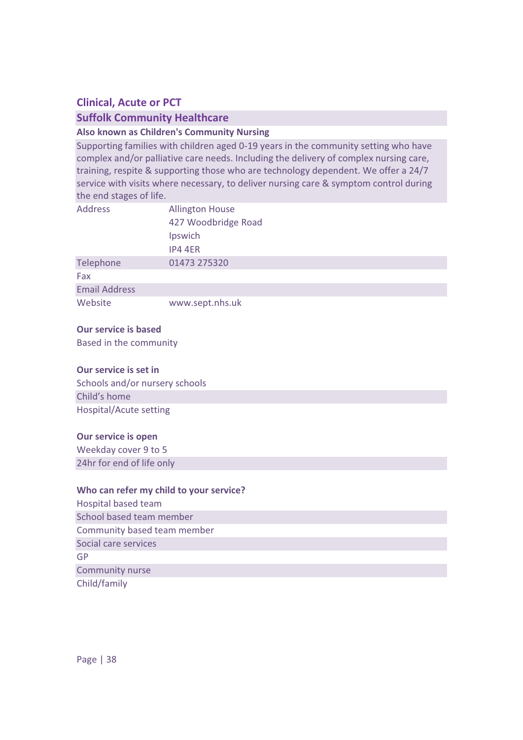## Clinical, Acute or PCT

### Suffolk Community Healthcare

**Also known as Children's Community Nursing**

Supporting families with children aged 0-19 years in the community setting who have complex and/or palliative care needs. Including the delivery of complex nursing care, training, respite & supporting those who are technology dependent. We offer a 24/7 service with visits where necessary, to deliver nursing care & symptom control during the end stages of life.

| | |
|---|---|
| Address | Allington House<br>427 Woodbridge Road<br>Ipswich<br>IP4 4ER |
| Telephone | 01473 275320 |
| Fax | |
| Email Address | |
| Website | www.sept.nhs.uk |

**Our service is based**

Based in the community

**Our service is set in**

Schools and/or nursery schools
Child's home
Hospital/Acute setting

**Our service is open**

Weekday cover 9 to 5
24hr for end of life only

**Who can refer my child to your service?**

Hospital based team
School based team member
Community based team member
Social care services
GP
Community nurse
Child/family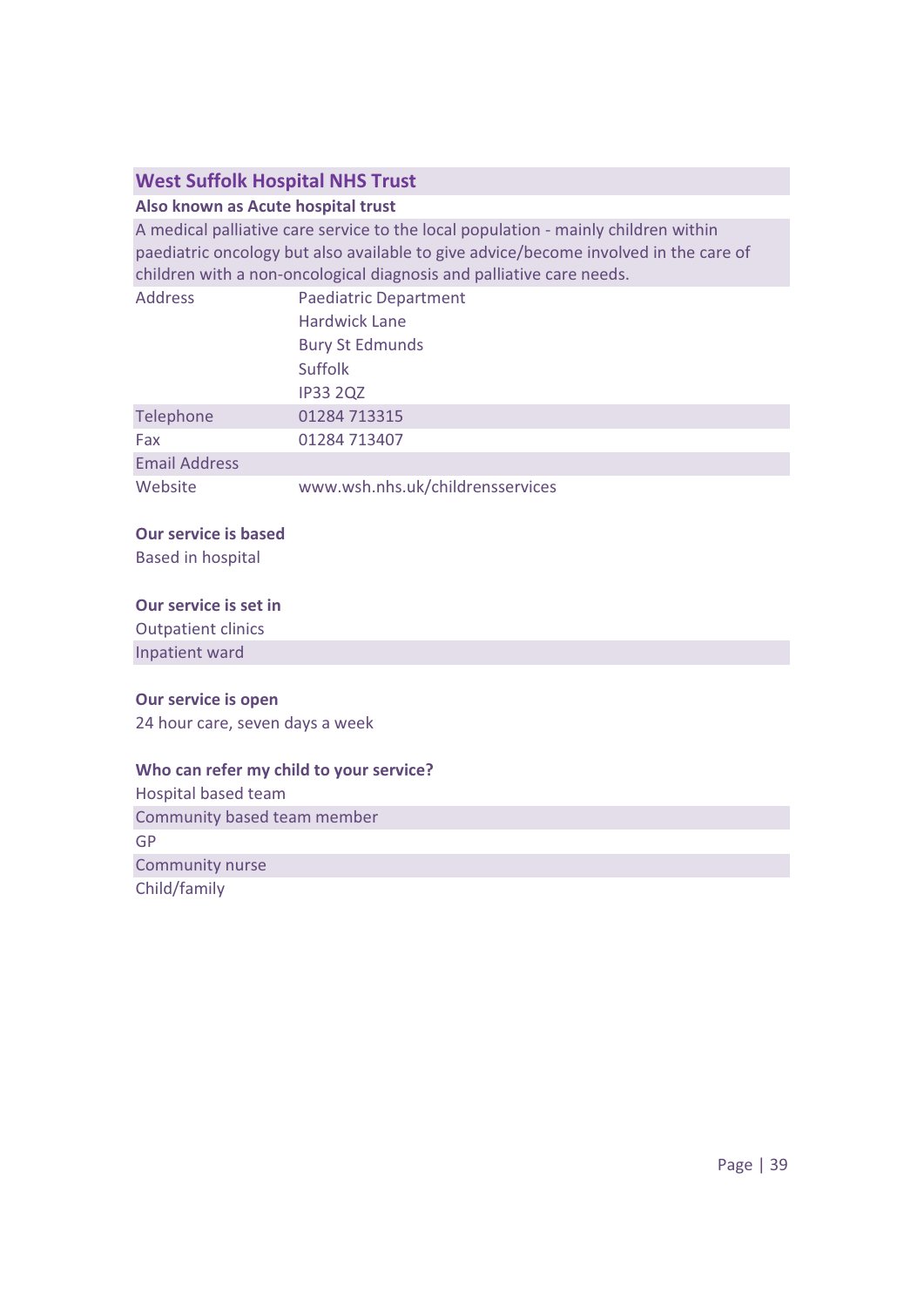## West Suffolk Hospital NHS Trust

**Also known as Acute hospital trust**

A medical palliative care service to the local population - mainly children within paediatric oncology but also available to give advice/become involved in the care of children with a non-oncological diagnosis and palliative care needs.

| | |
|---|---|
| Address | Paediatric Department<br>Hardwick Lane<br>Bury St Edmunds<br>Suffolk<br>IP33 2QZ |
| Telephone | 01284 713315 |
| Fax | 01284 713407 |
| Email Address | |
| Website | www.wsh.nhs.uk/childrensservices |

**Our service is based**

Based in hospital

**Our service is set in**

Outpatient clinics

Inpatient ward

**Our service is open**

24 hour care, seven days a week

**Who can refer my child to your service?**

Hospital based team

Community based team member

GP

Community nurse

Child/family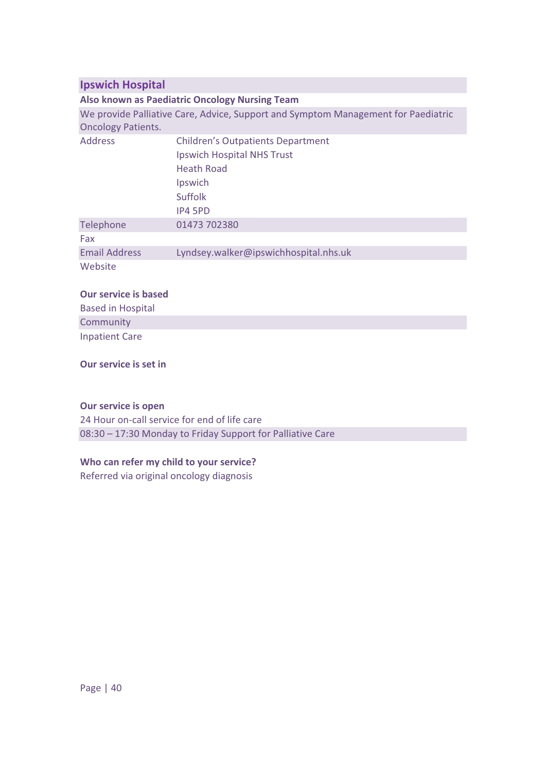## Ipswich Hospital

**Also known as Paediatric Oncology Nursing Team**

We provide Palliative Care, Advice, Support and Symptom Management for Paediatric Oncology Patients.

| | |
|---|---|
| Address | Children's Outpatients Department<br>Ipswich Hospital NHS Trust<br>Heath Road<br>Ipswich<br>Suffolk<br>IP4 5PD |
| Telephone | 01473 702380 |
| Fax | |
| Email Address | Lyndsey.walker@ipswichhospital.nhs.uk |
| Website | |

**Our service is based**

Based in Hospital

Community

Inpatient Care

**Our service is set in**

**Our service is open**

24 Hour on-call service for end of life care

08:30 – 17:30 Monday to Friday Support for Palliative Care

**Who can refer my child to your service?**

Referred via original oncology diagnosis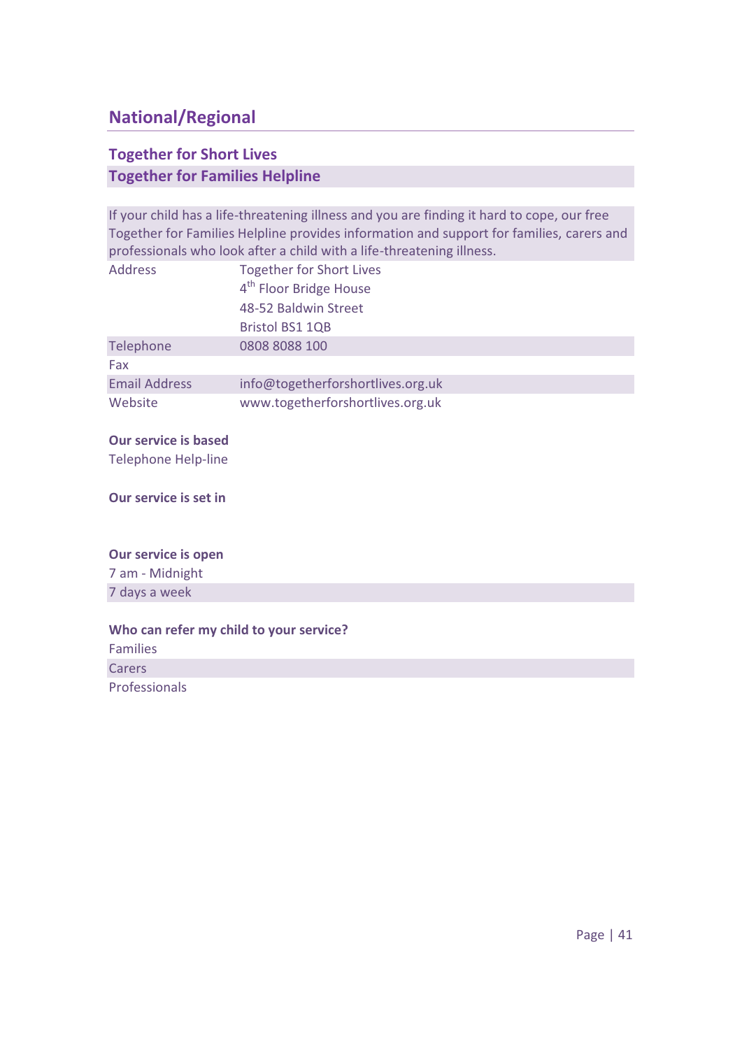## National/Regional

### Together for Short Lives

### Together for Families Helpline

If your child has a life-threatening illness and you are finding it hard to cope, our free Together for Families Helpline provides information and support for families, carers and professionals who look after a child with a life-threatening illness.

| | |
|---|---|
| Address | Together for Short Lives<br>4th Floor Bridge House<br>48-52 Baldwin Street<br>Bristol BS1 1QB |
| Telephone | 0808 8088 100 |
| Fax | |
| Email Address | info@togetherforshortlives.org.uk |
| Website | www.togetherforshortlives.org.uk |

**Our service is based**

Telephone Help-line

**Our service is set in**

**Our service is open**

7 am - Midnight

7 days a week

**Who can refer my child to your service?**

Families

Carers

Professionals